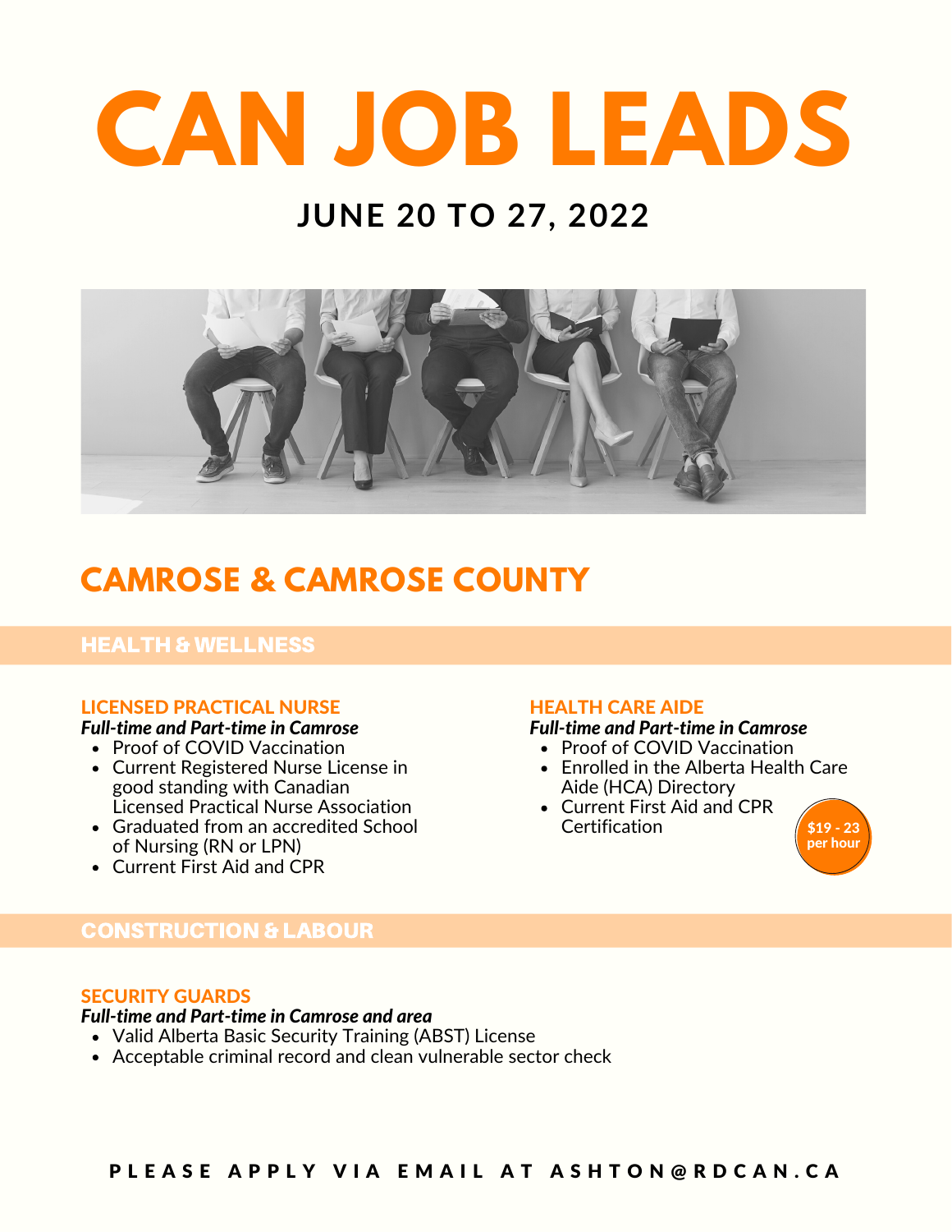# CAN JOB LEADS

## JUNE 20 TO 27, 2022

## CAMROSE & CAMROSE COUNTY

### HEALTH & WELLNESS

#### LICENSED PRACTICAL NURSE

***Full-time and Part-time in Camrose***

- Proof of COVID Vaccination
- Current Registered Nurse License in good standing with Canadian Licensed Practical Nurse Association
- Graduated from an accredited School of Nursing (RN or LPN)
- Current First Aid and CPR

#### HEALTH CARE AIDE

***Full-time and Part-time in Camrose***

- Proof of COVID Vaccination
- Enrolled in the Alberta Health Care Aide (HCA) Directory
- Current First Aid and CPR Certification

**$19 - 23 per hour**

### CONSTRUCTION & LABOUR

#### SECURITY GUARDS

***Full-time and Part-time in Camrose and area***

- Valid Alberta Basic Security Training (ABST) License
- Acceptable criminal record and clean vulnerable sector check

**PLEASE APPLY VIA EMAIL AT ASHTON@RDCAN.CA**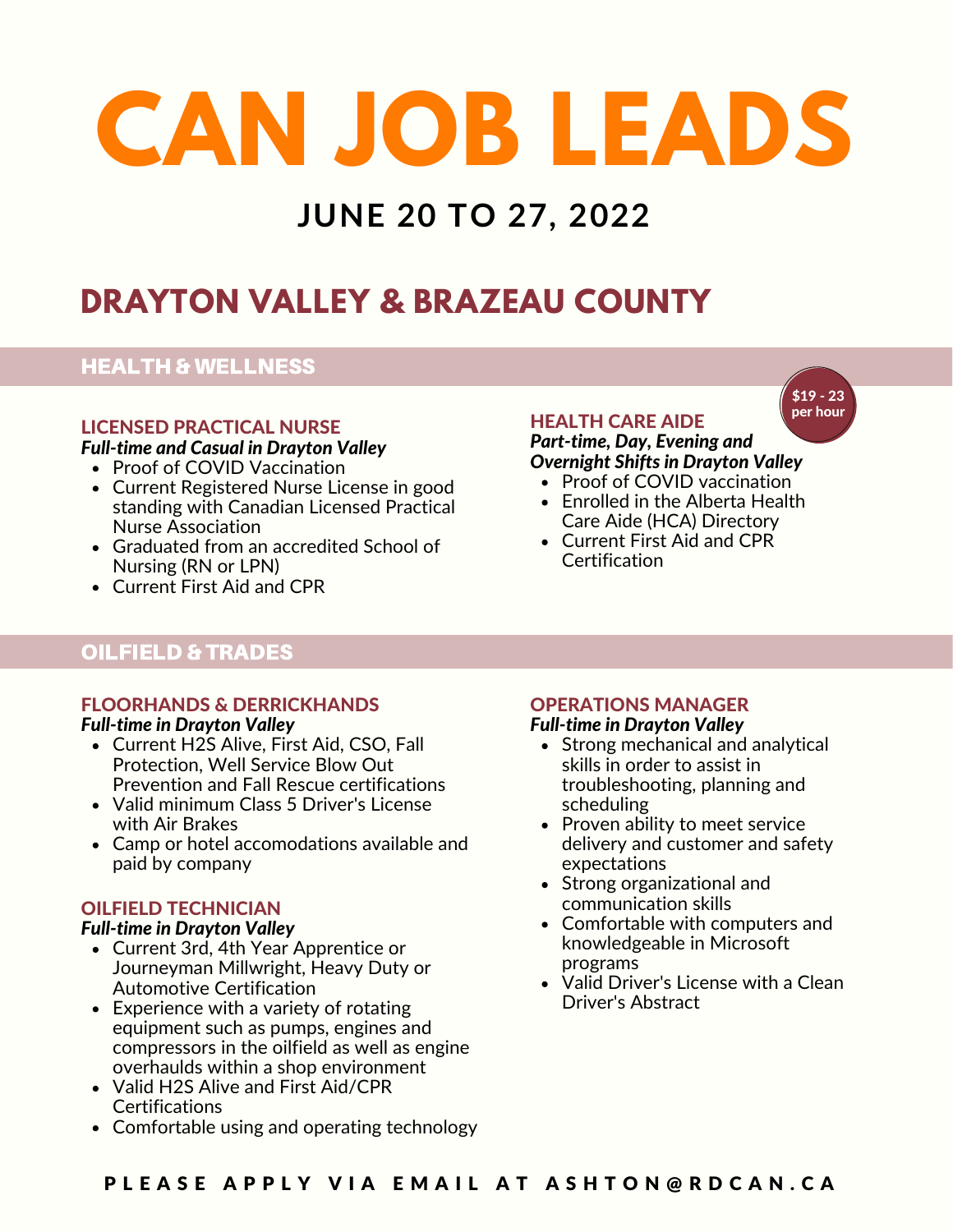# CAN JOB LEADS

## JUNE 20 TO 27, 2022

## DRAYTON VALLEY & BRAZEAU COUNTY

### HEALTH & WELLNESS

#### LICENSED PRACTICAL NURSE

***Full-time and Casual in Drayton Valley***

- Proof of COVID Vaccination
- Current Registered Nurse License in good standing with Canadian Licensed Practical Nurse Association
- Graduated from an accredited School of Nursing (RN or LPN)
- Current First Aid and CPR

#### HEALTH CARE AIDE

**$19 - 23 per hour**

***Part-time, Day, Evening and Overnight Shifts in Drayton Valley***

- Proof of COVID vaccination
- Enrolled in the Alberta Health Care Aide (HCA) Directory
- Current First Aid and CPR Certification

### OILFIELD & TRADES

#### FLOORHANDS & DERRICKHANDS

***Full-time in Drayton Valley***

- Current H2S Alive, First Aid, CSO, Fall Protection, Well Service Blow Out Prevention and Fall Rescue certifications
- Valid minimum Class 5 Driver's License with Air Brakes
- Camp or hotel accomodations available and paid by company

#### OILFIELD TECHNICIAN

***Full-time in Drayton Valley***

- Current 3rd, 4th Year Apprentice or Journeyman Millwright, Heavy Duty or Automotive Certification
- Experience with a variety of rotating equipment such as pumps, engines and compressors in the oilfield as well as engine overhaulds within a shop environment
- Valid H2S Alive and First Aid/CPR Certifications
- Comfortable using and operating technology

#### OPERATIONS MANAGER

***Full-time in Drayton Valley***

- Strong mechanical and analytical skills in order to assist in troubleshooting, planning and scheduling
- Proven ability to meet service delivery and customer and safety expectations
- Strong organizational and communication skills
- Comfortable with computers and knowledgeable in Microsoft programs
- Valid Driver's License with a Clean Driver's Abstract

**PLEASE APPLY VIA EMAIL AT ASHTON@RDCAN.CA**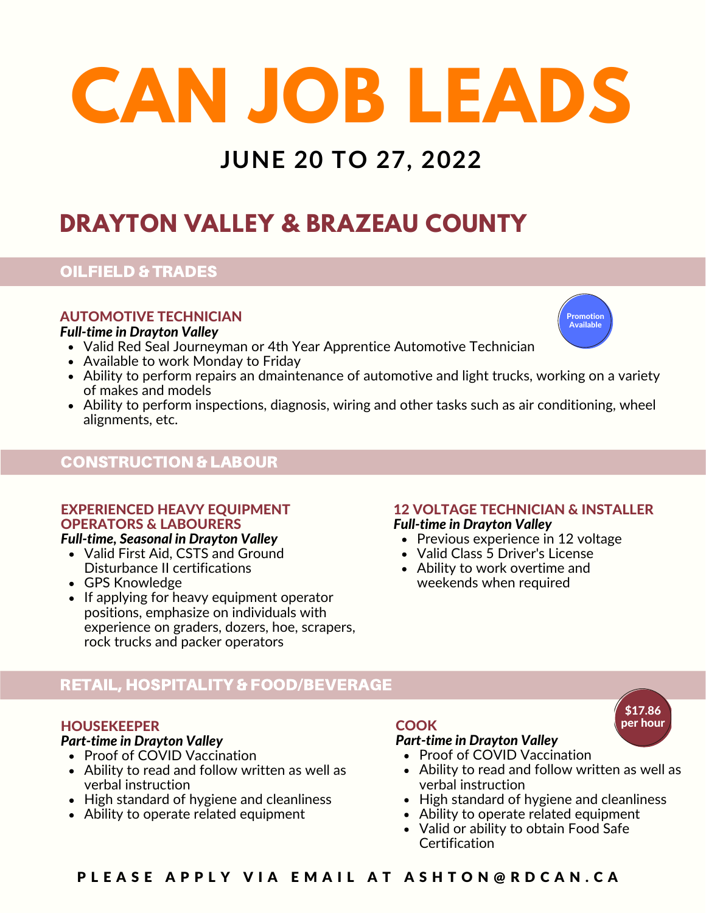# CAN JOB LEADS

## JUNE 20 TO 27, 2022

## DRAYTON VALLEY & BRAZEAU COUNTY

### OILFIELD & TRADES

#### AUTOMOTIVE TECHNICIAN

Promotion Available

***Full-time in Drayton Valley***

- Valid Red Seal Journeyman or 4th Year Apprentice Automotive Technician
- Available to work Monday to Friday
- Ability to perform repairs an dmaintenance of automotive and light trucks, working on a variety of makes and models
- Ability to perform inspections, diagnosis, wiring and other tasks such as air conditioning, wheel alignments, etc.

### CONSTRUCTION & LABOUR

#### EXPERIENCED HEAVY EQUIPMENT OPERATORS & LABOURERS

***Full-time, Seasonal in Drayton Valley***

- Valid First Aid, CSTS and Ground Disturbance II certifications
- GPS Knowledge
- If applying for heavy equipment operator positions, emphasize on individuals with experience on graders, dozers, hoe, scrapers, rock trucks and packer operators

#### 12 VOLTAGE TECHNICIAN & INSTALLER

***Full-time in Drayton Valley***

- Previous experience in 12 voltage
- Valid Class 5 Driver's License
- Ability to work overtime and weekends when required

### RETAIL, HOSPITALITY & FOOD/BEVERAGE

#### HOUSEKEEPER

***Part-time in Drayton Valley***

- Proof of COVID Vaccination
- Ability to read and follow written as well as verbal instruction
- High standard of hygiene and cleanliness
- Ability to operate related equipment

#### COOK

$17.86 per hour

***Part-time in Drayton Valley***

- Proof of COVID Vaccination
- Ability to read and follow written as well as verbal instruction
- High standard of hygiene and cleanliness
- Ability to operate related equipment
- Valid or ability to obtain Food Safe Certification

**PLEASE APPLY VIA EMAIL AT ASHTON@RDCAN.CA**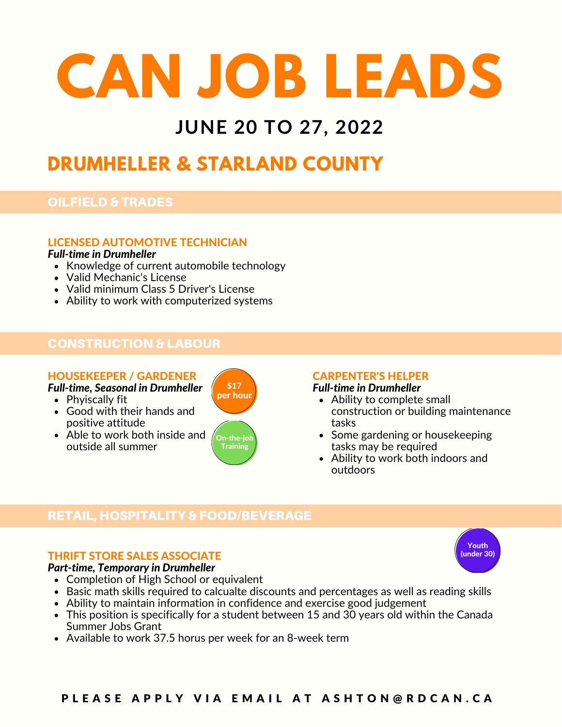# CAN JOB LEADS

## JUNE 20 TO 27, 2022

## DRUMHELLER & STARLAND COUNTY

## OILFIELD & TRADES

### LICENSED AUTOMOTIVE TECHNICIAN

***Full-time in Drumheller***

- Knowledge of current automobile technology
- Valid Mechanic's License
- Valid minimum Class 5 Driver's License
- Ability to work with computerized systems

## CONSTRUCTION & LABOUR

### HOUSEKEEPER / GARDENER

***Full-time, Seasonal in Drumheller***

$17 per hour

On-the-job Training

- Phyiscally fit
- Good with their hands and positive attitude
- Able to work both inside and outside all summer

### CARPENTER'S HELPER

***Full-time in Drumheller***

- Ability to complete small construction or building maintenance tasks
- Some gardening or housekeeping tasks may be required
- Ability to work both indoors and outdoors

## RETAIL, HOSPITALITY & FOOD/BEVERAGE

### THRIFT STORE SALES ASSOCIATE

Youth (under 30)

***Part-time, Temporary in Drumheller***

- Completion of High School or equivalent
- Basic math skills required to calcualte discounts and percentages as well as reading skills
- Ability to maintain information in confidence and exercise good judgement
- This position is specifically for a student between 15 and 30 years old within the Canada Summer Jobs Grant
- Available to work 37.5 horus per week for an 8-week term

**PLEASE APPLY VIA EMAIL AT ASHTON@RDCAN.CA**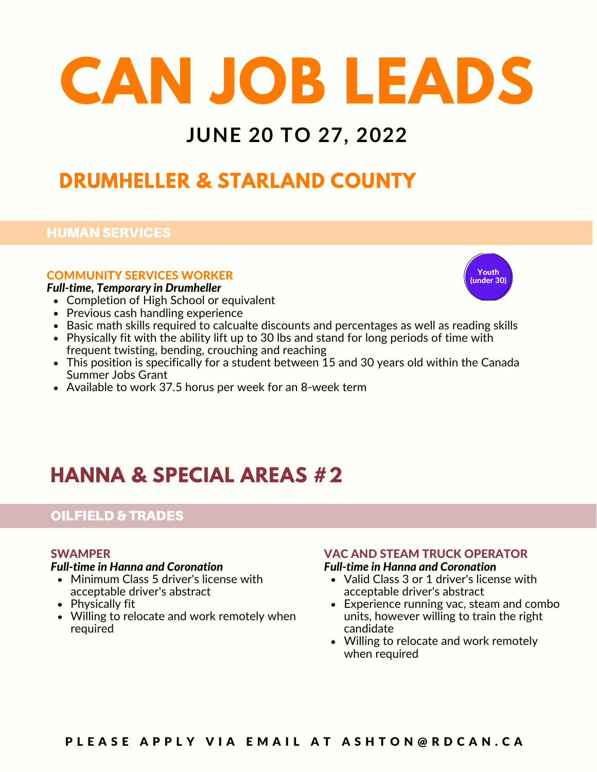# CAN JOB LEADS

## JUNE 20 TO 27, 2022

## DRUMHELLER & STARLAND COUNTY

### HUMAN SERVICES

#### COMMUNITY SERVICES WORKER

Youth (under 30)

***Full-time, Temporary in Drumheller***

- Completion of High School or equivalent
- Previous cash handling experience
- Basic math skills required to calcualte discounts and percentages as well as reading skills
- Physically fit with the ability lift up to 30 lbs and stand for long periods of time with frequent twisting, bending, crouching and reaching
- This position is specifically for a student between 15 and 30 years old within the Canada Summer Jobs Grant
- Available to work 37.5 horus per week for an 8-week term

## HANNA & SPECIAL AREAS #2

### OILFIELD & TRADES

#### SWAMPER

***Full-time in Hanna and Coronation***

- Minimum Class 5 driver's license with acceptable driver's abstract
- Physically fit
- Willing to relocate and work remotely when required

#### VAC AND STEAM TRUCK OPERATOR

***Full-time in Hanna and Coronation***

- Valid Class 3 or 1 driver's license with acceptable driver's abstract
- Experience running vac, steam and combo units, however willing to train the right candidate
- Willing to relocate and work remotely when required

**PLEASE APPLY VIA EMAIL AT ASHTON@RDCAN.CA**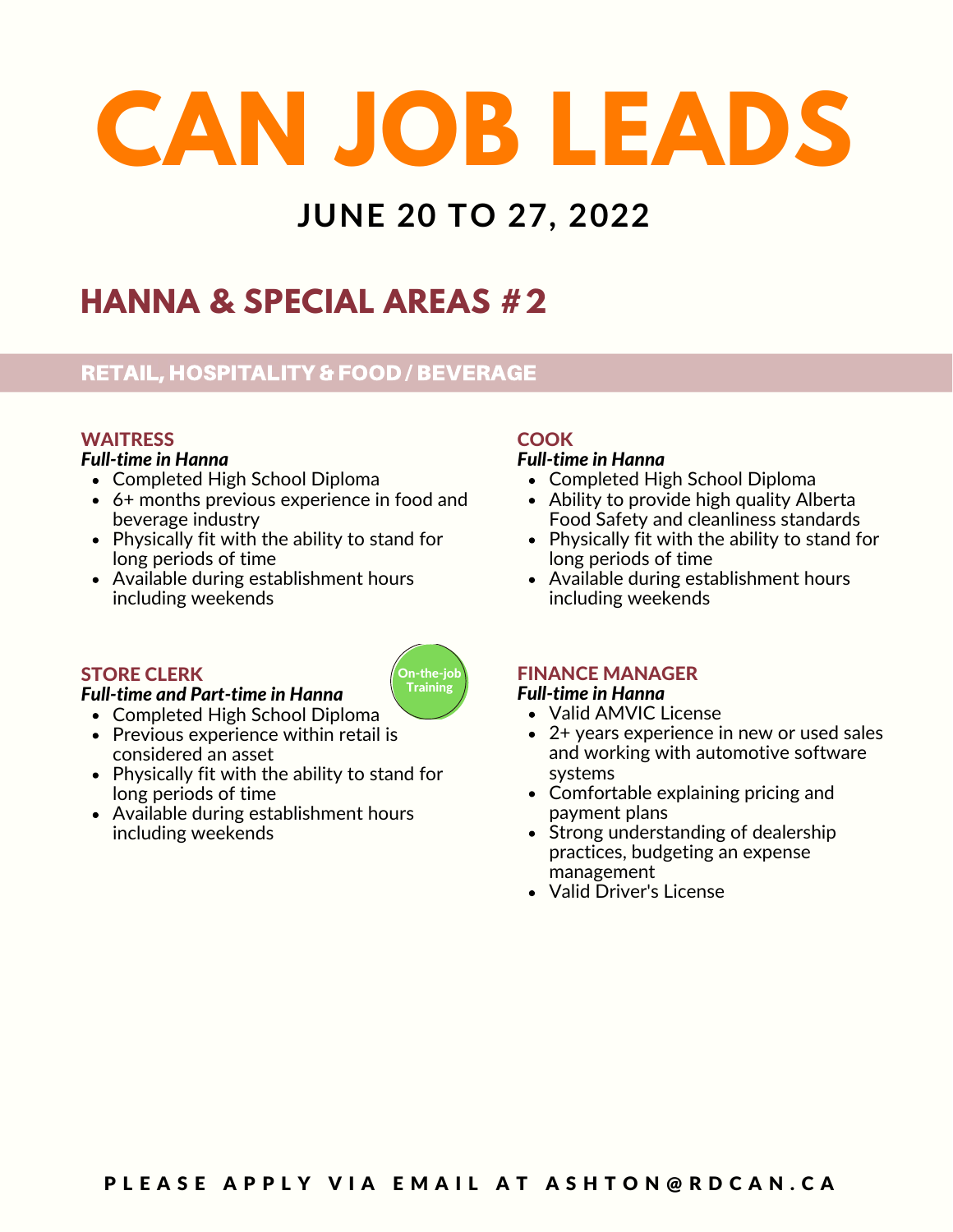# CAN JOB LEADS

## JUNE 20 TO 27, 2022

## HANNA & SPECIAL AREAS #2

### RETAIL, HOSPITALITY & FOOD / BEVERAGE

#### WAITRESS

***Full-time in Hanna***

- Completed High School Diploma
- 6+ months previous experience in food and beverage industry
- Physically fit with the ability to stand for long periods of time
- Available during establishment hours including weekends

#### STORE CLERK

***Full-time and Part-time in Hanna***

On-the-job Training

- Completed High School Diploma
- Previous experience within retail is considered an asset
- Physically fit with the ability to stand for long periods of time
- Available during establishment hours including weekends

#### COOK

***Full-time in Hanna***

- Completed High School Diploma
- Ability to provide high quality Alberta Food Safety and cleanliness standards
- Physically fit with the ability to stand for long periods of time
- Available during establishment hours including weekends

#### FINANCE MANAGER

***Full-time in Hanna***

- Valid AMVIC License
- 2+ years experience in new or used sales and working with automotive software systems
- Comfortable explaining pricing and payment plans
- Strong understanding of dealership practices, budgeting an expense management
- Valid Driver's License

**PLEASE APPLY VIA EMAIL AT ASHTON@RDCAN.CA**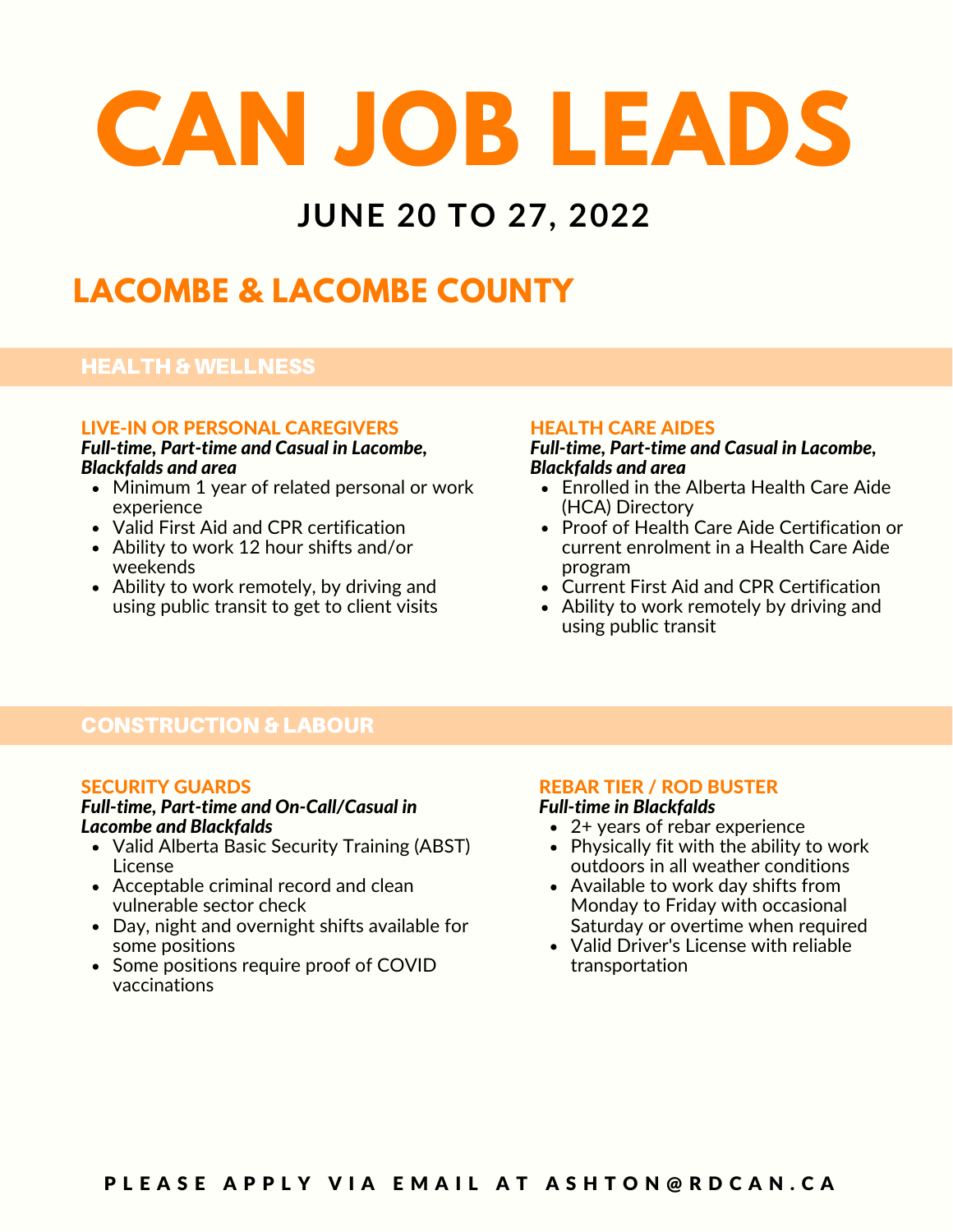# CAN JOB LEADS

## JUNE 20 TO 27, 2022

## LACOMBE & LACOMBE COUNTY

### HEALTH & WELLNESS

#### LIVE-IN OR PERSONAL CAREGIVERS

***Full-time, Part-time and Casual in Lacombe, Blackfalds and area***

- Minimum 1 year of related personal or work experience
- Valid First Aid and CPR certification
- Ability to work 12 hour shifts and/or weekends
- Ability to work remotely, by driving and using public transit to get to client visits

#### HEALTH CARE AIDES

***Full-time, Part-time and Casual in Lacombe, Blackfalds and area***

- Enrolled in the Alberta Health Care Aide (HCA) Directory
- Proof of Health Care Aide Certification or current enrolment in a Health Care Aide program
- Current First Aid and CPR Certification
- Ability to work remotely by driving and using public transit

### CONSTRUCTION & LABOUR

#### SECURITY GUARDS

***Full-time, Part-time and On-Call/Casual in Lacombe and Blackfalds***

- Valid Alberta Basic Security Training (ABST) License
- Acceptable criminal record and clean vulnerable sector check
- Day, night and overnight shifts available for some positions
- Some positions require proof of COVID vaccinations

#### REBAR TIER / ROD BUSTER

***Full-time in Blackfalds***

- 2+ years of rebar experience
- Physically fit with the ability to work outdoors in all weather conditions
- Available to work day shifts from Monday to Friday with occasional Saturday or overtime when required
- Valid Driver's License with reliable transportation

**PLEASE APPLY VIA EMAIL AT ASHTON@RDCAN.CA**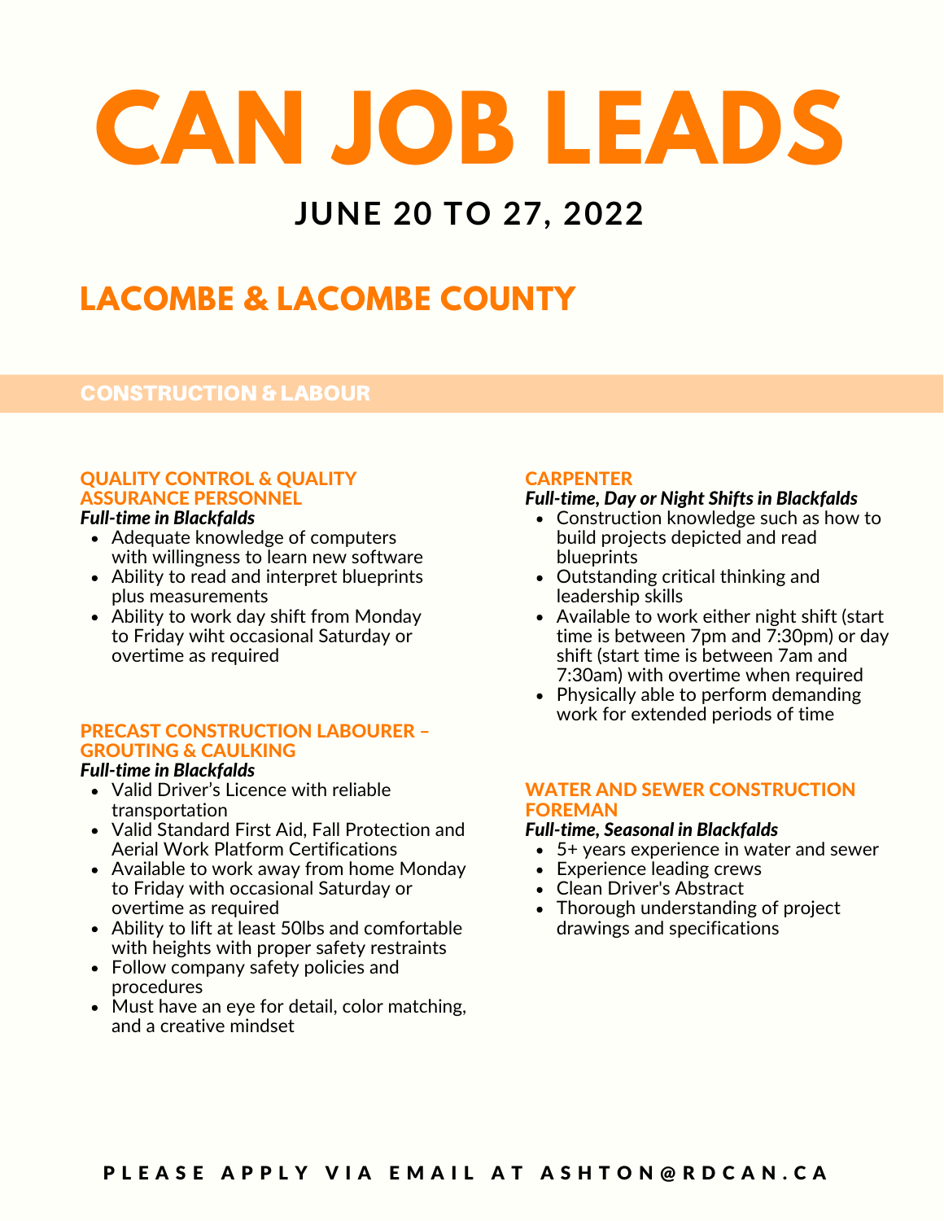# CAN JOB LEADS

## JUNE 20 TO 27, 2022

## LACOMBE & LACOMBE COUNTY

## CONSTRUCTION & LABOUR

### QUALITY CONTROL & QUALITY ASSURANCE PERSONNEL

***Full-time in Blackfalds***

- Adequate knowledge of computers with willingness to learn new software
- Ability to read and interpret blueprints plus measurements
- Ability to work day shift from Monday to Friday wiht occasional Saturday or overtime as required

### PRECAST CONSTRUCTION LABOURER – GROUTING & CAULKING

***Full-time in Blackfalds***

- Valid Driver's Licence with reliable transportation
- Valid Standard First Aid, Fall Protection and Aerial Work Platform Certifications
- Available to work away from home Monday to Friday with occasional Saturday or overtime as required
- Ability to lift at least 50lbs and comfortable with heights with proper safety restraints
- Follow company safety policies and procedures
- Must have an eye for detail, color matching, and a creative mindset

### CARPENTER

***Full-time, Day or Night Shifts in Blackfalds***

- Construction knowledge such as how to build projects depicted and read blueprints
- Outstanding critical thinking and leadership skills
- Available to work either night shift (start time is between 7pm and 7:30pm) or day shift (start time is between 7am and 7:30am) with overtime when required
- Physically able to perform demanding work for extended periods of time

### WATER AND SEWER CONSTRUCTION FOREMAN

***Full-time, Seasonal in Blackfalds***

- 5+ years experience in water and sewer
- Experience leading crews
- Clean Driver's Abstract
- Thorough understanding of project drawings and specifications

**PLEASE APPLY VIA EMAIL AT ASHTON@RDCAN.CA**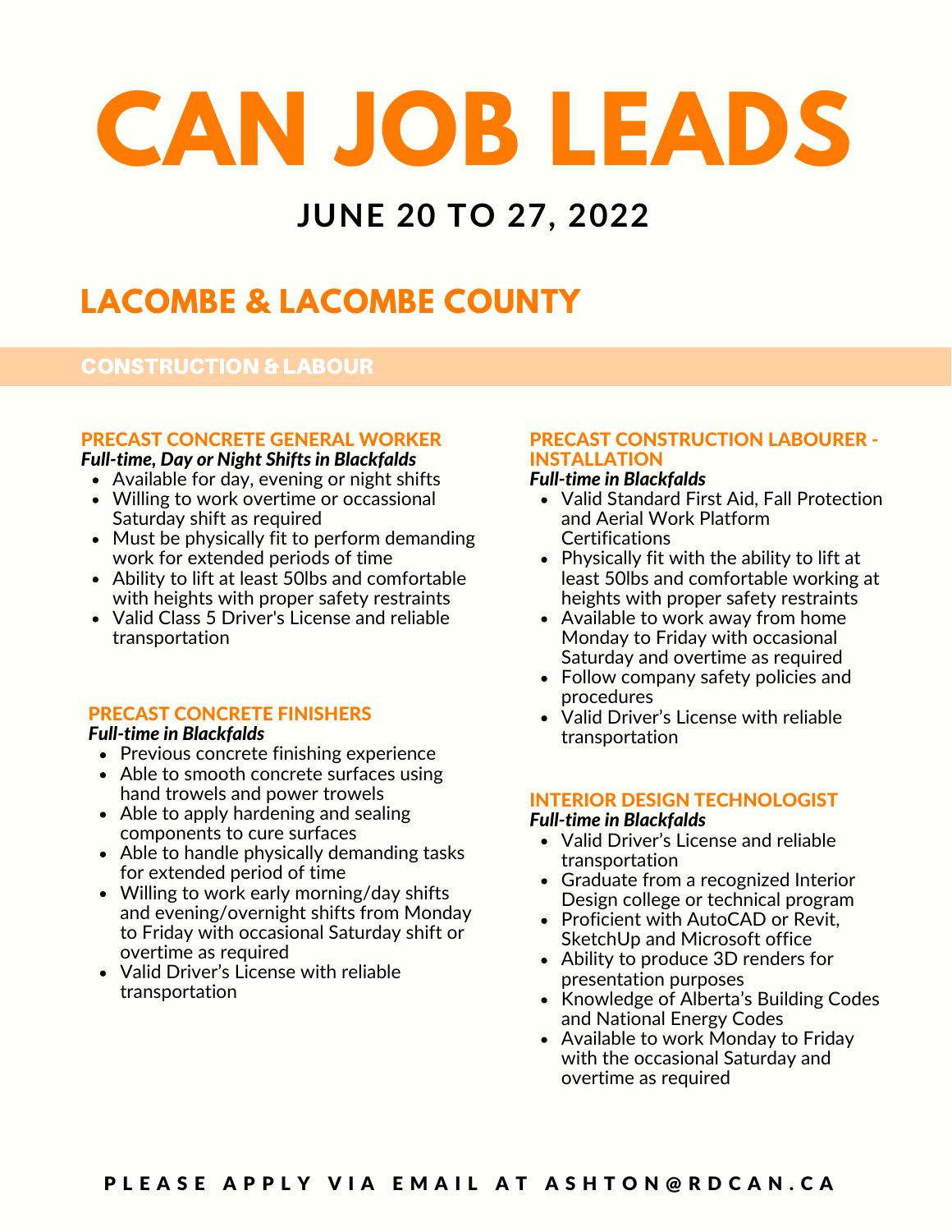# CAN JOB LEADS

## JUNE 20 TO 27, 2022

## LACOMBE & LACOMBE COUNTY

### CONSTRUCTION & LABOUR

#### PRECAST CONCRETE GENERAL WORKER

***Full-time, Day or Night Shifts in Blackfalds***

- Available for day, evening or night shifts
- Willing to work overtime or occassional Saturday shift as required
- Must be physically fit to perform demanding work for extended periods of time
- Ability to lift at least 50lbs and comfortable with heights with proper safety restraints
- Valid Class 5 Driver's License and reliable transportation

#### PRECAST CONCRETE FINISHERS

***Full-time in Blackfalds***

- Previous concrete finishing experience
- Able to smooth concrete surfaces using hand trowels and power trowels
- Able to apply hardening and sealing components to cure surfaces
- Able to handle physically demanding tasks for extended period of time
- Willing to work early morning/day shifts and evening/overnight shifts from Monday to Friday with occasional Saturday shift or overtime as required
- Valid Driver's License with reliable transportation

#### PRECAST CONSTRUCTION LABOURER - INSTALLATION

***Full-time in Blackfalds***

- Valid Standard First Aid, Fall Protection and Aerial Work Platform Certifications
- Physically fit with the ability to lift at least 50lbs and comfortable working at heights with proper safety restraints
- Available to work away from home Monday to Friday with occasional Saturday and overtime as required
- Follow company safety policies and procedures
- Valid Driver's License with reliable transportation

#### INTERIOR DESIGN TECHNOLOGIST

***Full-time in Blackfalds***

- Valid Driver's License and reliable transportation
- Graduate from a recognized Interior Design college or technical program
- Proficient with AutoCAD or Revit, SketchUp and Microsoft office
- Ability to produce 3D renders for presentation purposes
- Knowledge of Alberta's Building Codes and National Energy Codes
- Available to work Monday to Friday with the occasional Saturday and overtime as required

**PLEASE APPLY VIA EMAIL AT ASHTON@RDCAN.CA**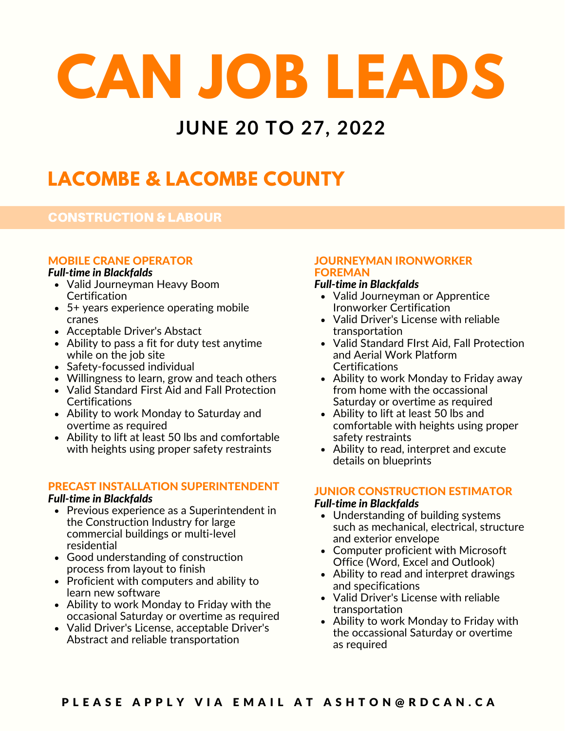# CAN JOB LEADS

## JUNE 20 TO 27, 2022

## LACOMBE & LACOMBE COUNTY

### CONSTRUCTION & LABOUR

#### MOBILE CRANE OPERATOR

***Full-time in Blackfalds***

- Valid Journeyman Heavy Boom Certification
- 5+ years experience operating mobile cranes
- Acceptable Driver's Abstact
- Ability to pass a fit for duty test anytime while on the job site
- Safety-focussed individual
- Willingness to learn, grow and teach others
- Valid Standard First Aid and Fall Protection Certifications
- Ability to work Monday to Saturday and overtime as required
- Ability to lift at least 50 lbs and comfortable with heights using proper safety restraints

#### PRECAST INSTALLATION SUPERINTENDENT

***Full-time in Blackfalds***

- Previous experience as a Superintendent in the Construction Industry for large commercial buildings or multi-level residential
- Good understanding of construction process from layout to finish
- Proficient with computers and ability to learn new software
- Ability to work Monday to Friday with the occasional Saturday or overtime as required
- Valid Driver's License, acceptable Driver's Abstract and reliable transportation

#### JOURNEYMAN IRONWORKER FOREMAN

***Full-time in Blackfalds***

- Valid Journeyman or Apprentice Ironworker Certification
- Valid Driver's License with reliable transportation
- Valid Standard FIrst Aid, Fall Protection and Aerial Work Platform Certifications
- Ability to work Monday to Friday away from home with the occassional Saturday or overtime as required
- Ability to lift at least 50 lbs and comfortable with heights using proper safety restraints
- Ability to read, interpret and excute details on blueprints

#### JUNIOR CONSTRUCTION ESTIMATOR

***Full-time in Blackfalds***

- Understanding of building systems such as mechanical, electrical, structure and exterior envelope
- Computer proficient with Microsoft Office (Word, Excel and Outlook)
- Ability to read and interpret drawings and specifications
- Valid Driver's License with reliable transportation
- Ability to work Monday to Friday with the occassional Saturday or overtime as required

**PLEASE APPLY VIA EMAIL AT ASHTON@RDCAN.CA**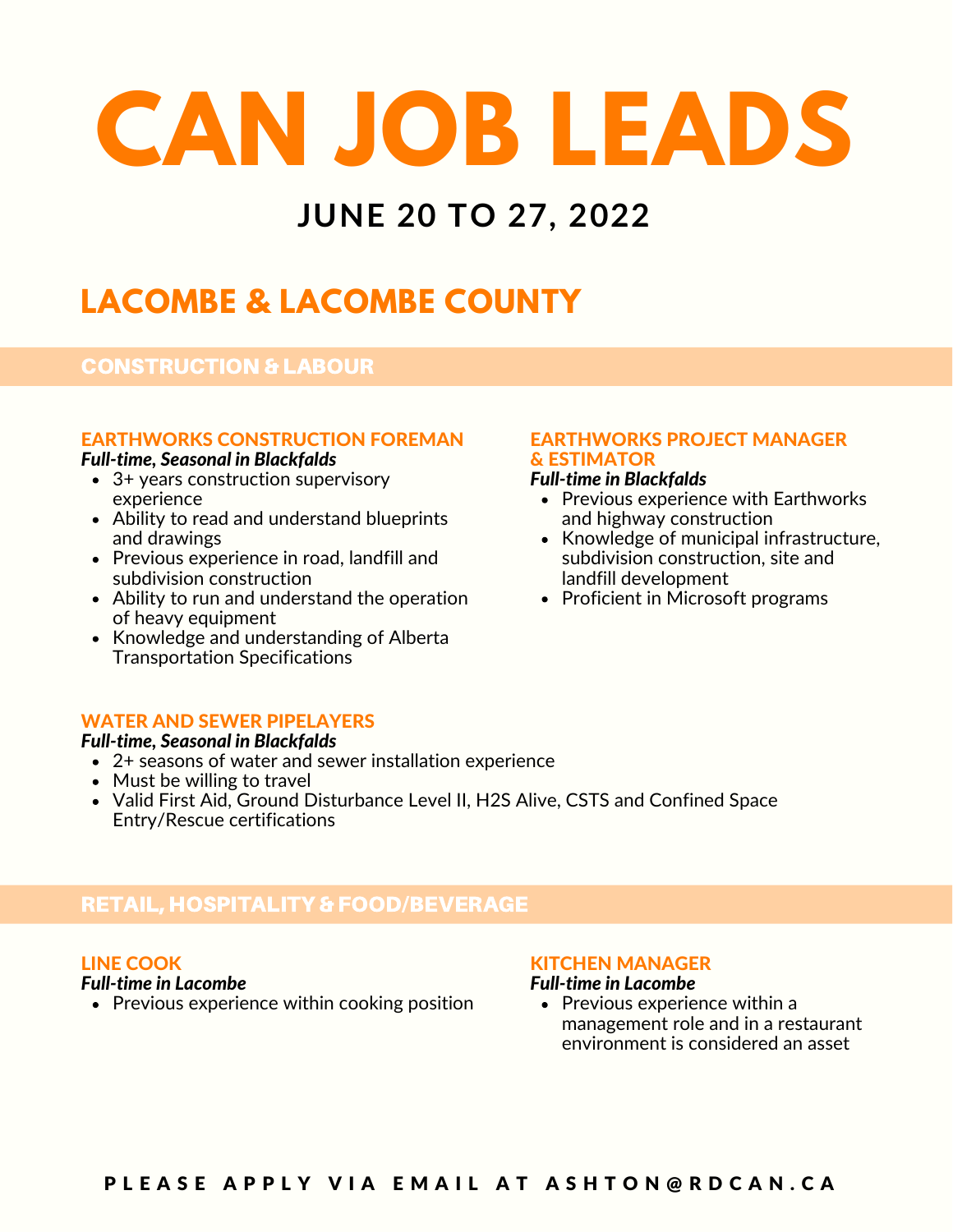# CAN JOB LEADS

## JUNE 20 TO 27, 2022

## LACOMBE & LACOMBE COUNTY

### CONSTRUCTION & LABOUR

#### EARTHWORKS CONSTRUCTION FOREMAN

***Full-time, Seasonal in Blackfalds***

- 3+ years construction supervisory experience
- Ability to read and understand blueprints and drawings
- Previous experience in road, landfill and subdivision construction
- Ability to run and understand the operation of heavy equipment
- Knowledge and understanding of Alberta Transportation Specifications

#### EARTHWORKS PROJECT MANAGER & ESTIMATOR

***Full-time in Blackfalds***

- Previous experience with Earthworks and highway construction
- Knowledge of municipal infrastructure, subdivision construction, site and landfill development
- Proficient in Microsoft programs

#### WATER AND SEWER PIPELAYERS

***Full-time, Seasonal in Blackfalds***

- 2+ seasons of water and sewer installation experience
- Must be willing to travel
- Valid First Aid, Ground Disturbance Level II, H2S Alive, CSTS and Confined Space Entry/Rescue certifications

### RETAIL, HOSPITALITY & FOOD/BEVERAGE

#### LINE COOK

***Full-time in Lacombe***

- Previous experience within cooking position

#### KITCHEN MANAGER

***Full-time in Lacombe***

- Previous experience within a management role and in a restaurant environment is considered an asset

**PLEASE APPLY VIA EMAIL AT ASHTON@RDCAN.CA**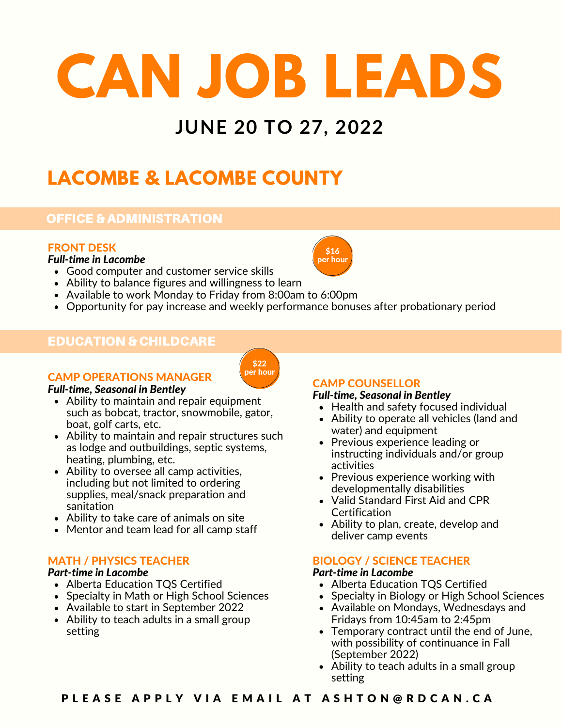# CAN JOB LEADS

## JUNE 20 TO 27, 2022

## LACOMBE & LACOMBE COUNTY

### OFFICE & ADMINISTRATION

#### FRONT DESK

*Full-time in Lacombe*

$16 per hour

- Good computer and customer service skills
- Ability to balance figures and willingness to learn
- Available to work Monday to Friday from 8:00am to 6:00pm
- Opportunity for pay increase and weekly performance bonuses after probationary period

### EDUCATION & CHILDCARE

#### CAMP OPERATIONS MANAGER

*Full-time, Seasonal in Bentley*

$22 per hour

- Ability to maintain and repair equipment such as bobcat, tractor, snowmobile, gator, boat, golf carts, etc.
- Ability to maintain and repair structures such as lodge and outbuildings, septic systems, heating, plumbing, etc.
- Ability to oversee all camp activities, including but not limited to ordering supplies, meal/snack preparation and sanitation
- Ability to take care of animals on site
- Mentor and team lead for all camp staff

#### MATH / PHYSICS TEACHER

*Part-time in Lacombe*

- Alberta Education TQS Certified
- Specialty in Math or High School Sciences
- Available to start in September 2022
- Ability to teach adults in a small group setting

#### CAMP COUNSELLOR

*Full-time, Seasonal in Bentley*

- Health and safety focused individual
- Ability to operate all vehicles (land and water) and equipment
- Previous experience leading or instructing individuals and/or group activities
- Previous experience working with developmentally disabilities
- Valid Standard First Aid and CPR Certification
- Ability to plan, create, develop and deliver camp events

#### BIOLOGY / SCIENCE TEACHER

*Part-time in Lacombe*

- Alberta Education TQS Certified
- Specialty in Biology or High School Sciences
- Available on Mondays, Wednesdays and Fridays from 10:45am to 2:45pm
- Temporary contract until the end of June, with possibility of continuance in Fall (September 2022)
- Ability to teach adults in a small group setting

PLEASE APPLY VIA EMAIL AT ASHTON@RDCAN.CA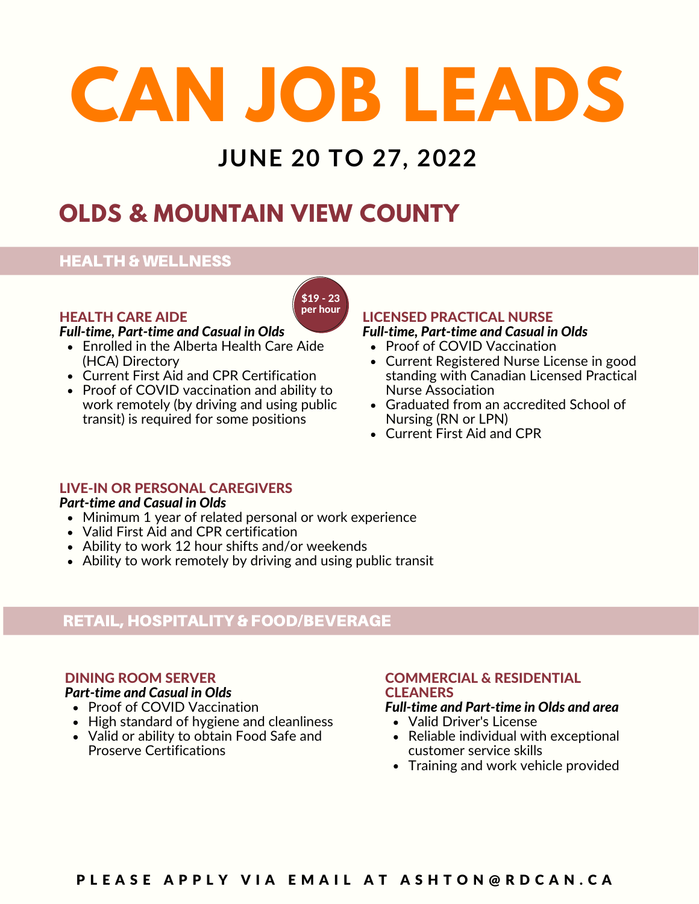# CAN JOB LEADS

## JUNE 20 TO 27, 2022

## OLDS & MOUNTAIN VIEW COUNTY

### HEALTH & WELLNESS

**HEALTH CARE AIDE**

$19 - 23 per hour

***Full-time, Part-time and Casual in Olds***

- Enrolled in the Alberta Health Care Aide (HCA) Directory
- Current First Aid and CPR Certification
- Proof of COVID vaccination and ability to work remotely (by driving and using public transit) is required for some positions

**LICENSED PRACTICAL NURSE**

***Full-time, Part-time and Casual in Olds***

- Proof of COVID Vaccination
- Current Registered Nurse License in good standing with Canadian Licensed Practical Nurse Association
- Graduated from an accredited School of Nursing (RN or LPN)
- Current First Aid and CPR

**LIVE-IN OR PERSONAL CAREGIVERS**

***Part-time and Casual in Olds***

- Minimum 1 year of related personal or work experience
- Valid First Aid and CPR certification
- Ability to work 12 hour shifts and/or weekends
- Ability to work remotely by driving and using public transit

### RETAIL, HOSPITALITY & FOOD/BEVERAGE

**DINING ROOM SERVER**

***Part-time and Casual in Olds***

- Proof of COVID Vaccination
- High standard of hygiene and cleanliness
- Valid or ability to obtain Food Safe and Proserve Certifications

**COMMERCIAL & RESIDENTIAL CLEANERS**

***Full-time and Part-time in Olds and area***

- Valid Driver's License
- Reliable individual with exceptional customer service skills
- Training and work vehicle provided

**PLEASE APPLY VIA EMAIL AT ASHTON@RDCAN.CA**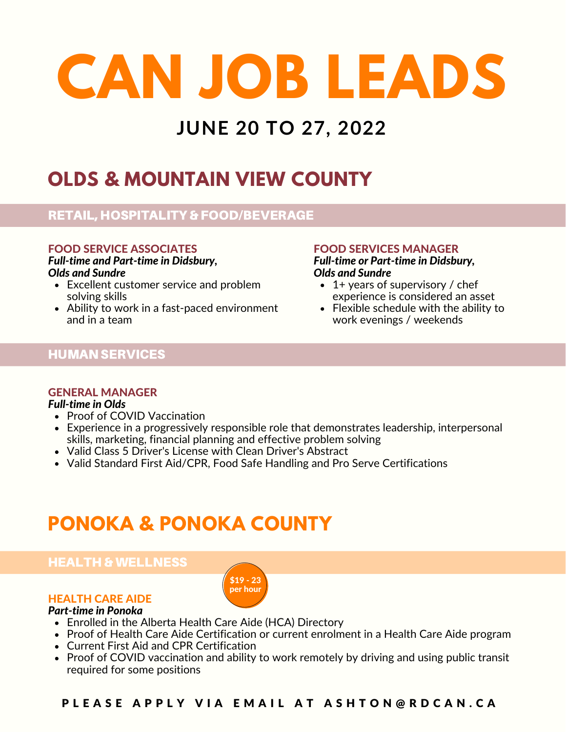# CAN JOB LEADS

## JUNE 20 TO 27, 2022

## OLDS & MOUNTAIN VIEW COUNTY

### RETAIL, HOSPITALITY & FOOD/BEVERAGE

**FOOD SERVICE ASSOCIATES**
***Full-time and Part-time in Didsbury, Olds and Sundre***

- Excellent customer service and problem solving skills
- Ability to work in a fast-paced environment and in a team

**FOOD SERVICES MANAGER**
***Full-time or Part-time in Didsbury, Olds and Sundre***

- 1+ years of supervisory / chef experience is considered an asset
- Flexible schedule with the ability to work evenings / weekends

### HUMAN SERVICES

**GENERAL MANAGER**
***Full-time in Olds***

- Proof of COVID Vaccination
- Experience in a progressively responsible role that demonstrates leadership, interpersonal skills, marketing, financial planning and effective problem solving
- Valid Class 5 Driver's License with Clean Driver's Abstract
- Valid Standard First Aid/CPR, Food Safe Handling and Pro Serve Certifications

## PONOKA & PONOKA COUNTY

### HEALTH & WELLNESS

**HEALTH CARE AIDE**
***Part-time in Ponoka***

$19 - 23 per hour

- Enrolled in the Alberta Health Care Aide (HCA) Directory
- Proof of Health Care Aide Certification or current enrolment in a Health Care Aide program
- Current First Aid and CPR Certification
- Proof of COVID vaccination and ability to work remotely by driving and using public transit required for some positions

PLEASE APPLY VIA EMAIL AT ASHTON@RDCAN.CA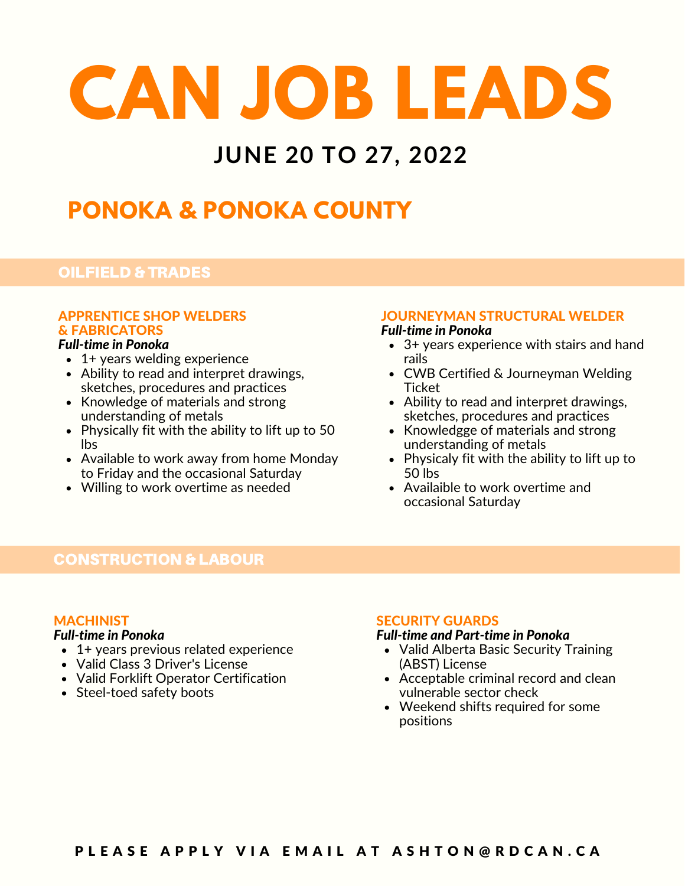# CAN JOB LEADS

## JUNE 20 TO 27, 2022

## PONOKA & PONOKA COUNTY

## OILFIELD & TRADES

### APPRENTICE SHOP WELDERS & FABRICATORS

***Full-time in Ponoka***

- 1+ years welding experience
- Ability to read and interpret drawings, sketches, procedures and practices
- Knowledge of materials and strong understanding of metals
- Physically fit with the ability to lift up to 50 lbs
- Available to work away from home Monday to Friday and the occasional Saturday
- Willing to work overtime as needed

### JOURNEYMAN STRUCTURAL WELDER

***Full-time in Ponoka***

- 3+ years experience with stairs and hand rails
- CWB Certified & Journeyman Welding Ticket
- Ability to read and interpret drawings, sketches, procedures and practices
- Knowledgge of materials and strong understanding of metals
- Physicaly fit with the ability to lift up to 50 lbs
- Availaible to work overtime and occasional Saturday

## CONSTRUCTION & LABOUR

### MACHINIST

***Full-time in Ponoka***

- 1+ years previous related experience
- Valid Class 3 Driver's License
- Valid Forklift Operator Certification
- Steel-toed safety boots

### SECURITY GUARDS

***Full-time and Part-time in Ponoka***

- Valid Alberta Basic Security Training (ABST) License
- Acceptable criminal record and clean vulnerable sector check
- Weekend shifts required for some positions

**PLEASE APPLY VIA EMAIL AT ASHTON@RDCAN.CA**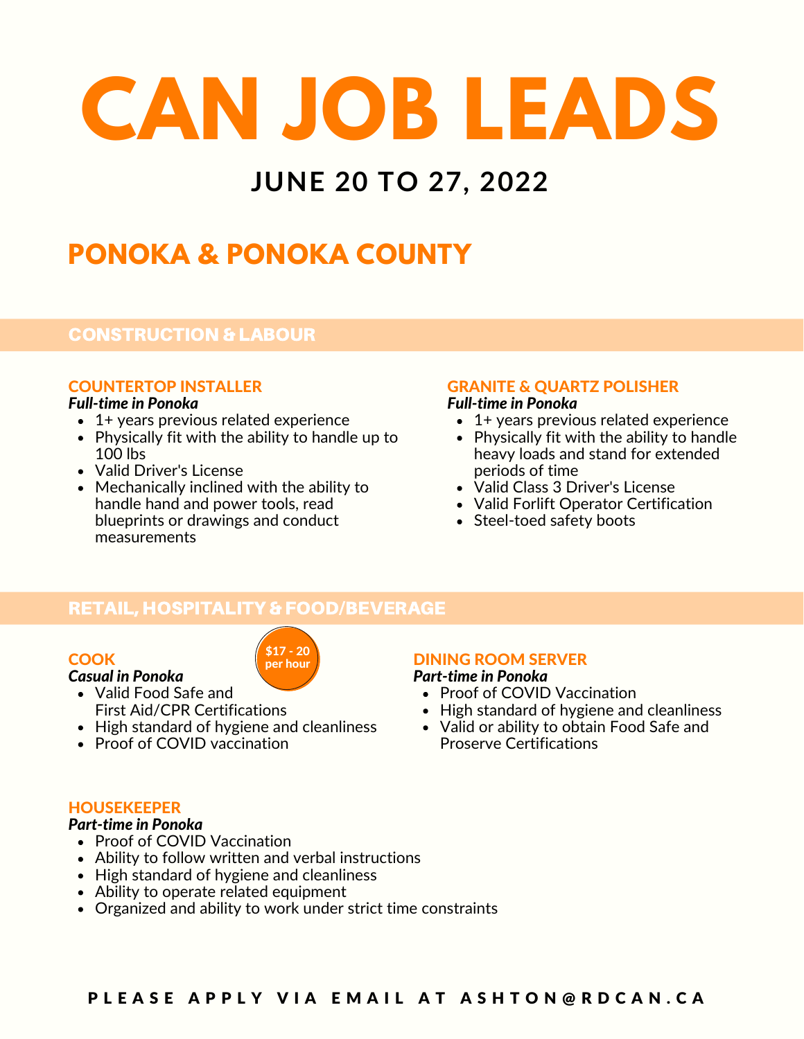# CAN JOB LEADS

## JUNE 20 TO 27, 2022

## PONOKA & PONOKA COUNTY

## CONSTRUCTION & LABOUR

### COUNTERTOP INSTALLER

***Full-time in Ponoka***

- 1+ years previous related experience
- Physically fit with the ability to handle up to 100 lbs
- Valid Driver's License
- Mechanically inclined with the ability to handle hand and power tools, read blueprints or drawings and conduct measurements

### GRANITE & QUARTZ POLISHER

***Full-time in Ponoka***

- 1+ years previous related experience
- Physically fit with the ability to handle heavy loads and stand for extended periods of time
- Valid Class 3 Driver's License
- Valid Forlift Operator Certification
- Steel-toed safety boots

## RETAIL, HOSPITALITY & FOOD/BEVERAGE

### COOK

**$17 - 20 per hour**

***Casual in Ponoka***

- Valid Food Safe and First Aid/CPR Certifications
- High standard of hygiene and cleanliness
- Proof of COVID vaccination

### DINING ROOM SERVER

***Part-time in Ponoka***

- Proof of COVID Vaccination
- High standard of hygiene and cleanliness
- Valid or ability to obtain Food Safe and Proserve Certifications

### HOUSEKEEPER

***Part-time in Ponoka***

- Proof of COVID Vaccination
- Ability to follow written and verbal instructions
- High standard of hygiene and cleanliness
- Ability to operate related equipment
- Organized and ability to work under strict time constraints

**PLEASE APPLY VIA EMAIL AT ASHTON@RDCAN.CA**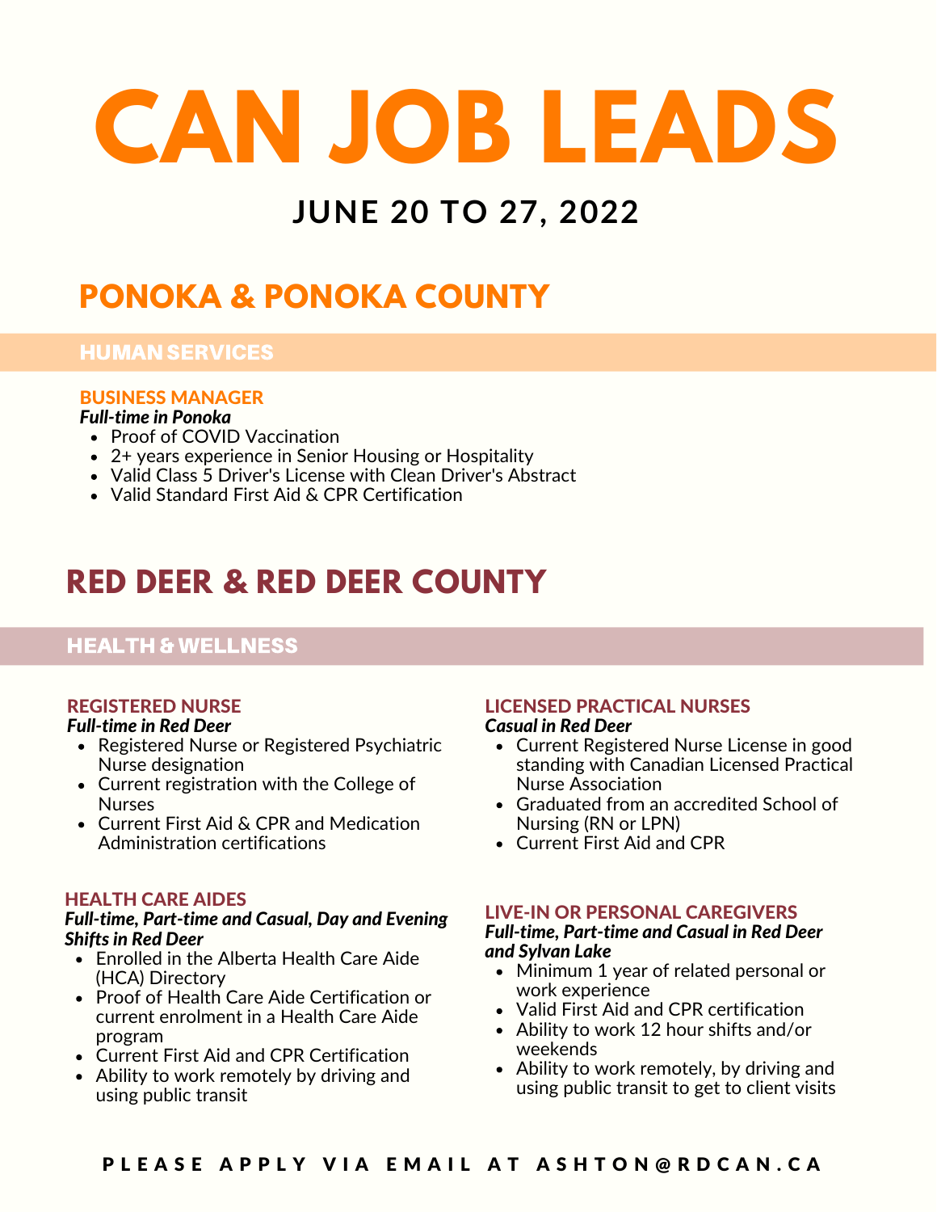# CAN JOB LEADS

## JUNE 20 TO 27, 2022

## PONOKA & PONOKA COUNTY

### HUMAN SERVICES

#### BUSINESS MANAGER

***Full-time in Ponoka***

- Proof of COVID Vaccination
- 2+ years experience in Senior Housing or Hospitality
- Valid Class 5 Driver's License with Clean Driver's Abstract
- Valid Standard First Aid & CPR Certification

## RED DEER & RED DEER COUNTY

### HEALTH & WELLNESS

#### REGISTERED NURSE

***Full-time in Red Deer***

- Registered Nurse or Registered Psychiatric Nurse designation
- Current registration with the College of Nurses
- Current First Aid & CPR and Medication Administration certifications

#### HEALTH CARE AIDES

***Full-time, Part-time and Casual, Day and Evening Shifts in Red Deer***

- Enrolled in the Alberta Health Care Aide (HCA) Directory
- Proof of Health Care Aide Certification or current enrolment in a Health Care Aide program
- Current First Aid and CPR Certification
- Ability to work remotely by driving and using public transit

#### LICENSED PRACTICAL NURSES

***Casual in Red Deer***

- Current Registered Nurse License in good standing with Canadian Licensed Practical Nurse Association
- Graduated from an accredited School of Nursing (RN or LPN)
- Current First Aid and CPR

#### LIVE-IN OR PERSONAL CAREGIVERS

***Full-time, Part-time and Casual in Red Deer and Sylvan Lake***

- Minimum 1 year of related personal or work experience
- Valid First Aid and CPR certification
- Ability to work 12 hour shifts and/or weekends
- Ability to work remotely, by driving and using public transit to get to client visits

**PLEASE APPLY VIA EMAIL AT ASHTON@RDCAN.CA**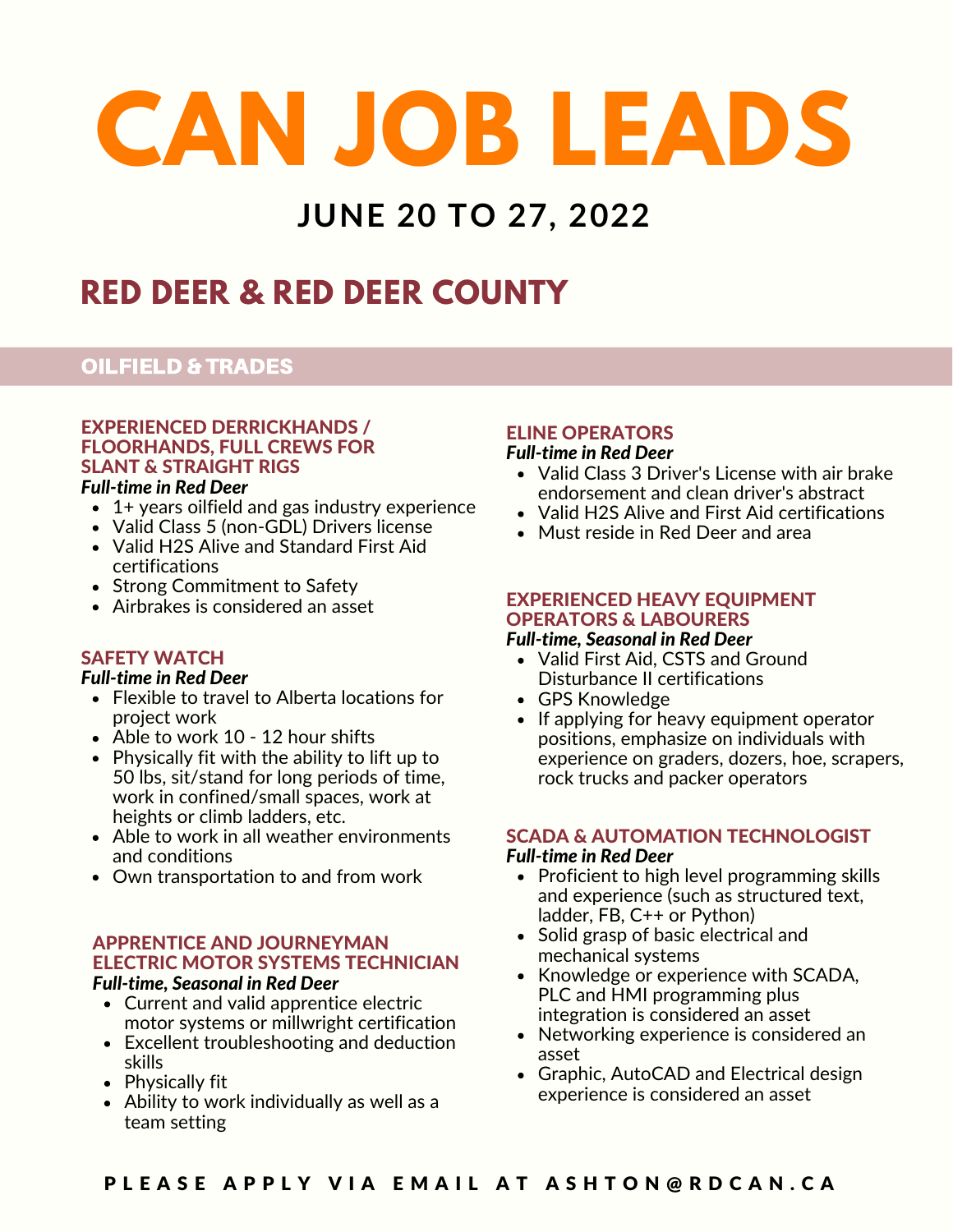# CAN JOB LEADS

## JUNE 20 TO 27, 2022

## RED DEER & RED DEER COUNTY

### OILFIELD & TRADES

#### EXPERIENCED DERRICKHANDS / FLOORHANDS, FULL CREWS FOR SLANT & STRAIGHT RIGS

***Full-time in Red Deer***

- 1+ years oilfield and gas industry experience
- Valid Class 5 (non-GDL) Drivers license
- Valid H2S Alive and Standard First Aid certifications
- Strong Commitment to Safety
- Airbrakes is considered an asset

#### SAFETY WATCH

***Full-time in Red Deer***

- Flexible to travel to Alberta locations for project work
- Able to work 10 - 12 hour shifts
- Physically fit with the ability to lift up to 50 lbs, sit/stand for long periods of time, work in confined/small spaces, work at heights or climb ladders, etc.
- Able to work in all weather environments and conditions
- Own transportation to and from work

#### APPRENTICE AND JOURNEYMAN ELECTRIC MOTOR SYSTEMS TECHNICIAN

***Full-time, Seasonal in Red Deer***

- Current and valid apprentice electric motor systems or millwright certification
- Excellent troubleshooting and deduction skills
- Physically fit
- Ability to work individually as well as a team setting

#### ELINE OPERATORS

***Full-time in Red Deer***

- Valid Class 3 Driver's License with air brake endorsement and clean driver's abstract
- Valid H2S Alive and First Aid certifications
- Must reside in Red Deer and area

#### EXPERIENCED HEAVY EQUIPMENT OPERATORS & LABOURERS

***Full-time, Seasonal in Red Deer***

- Valid First Aid, CSTS and Ground Disturbance II certifications
- GPS Knowledge
- If applying for heavy equipment operator positions, emphasize on individuals with experience on graders, dozers, hoe, scrapers, rock trucks and packer operators

#### SCADA & AUTOMATION TECHNOLOGIST

***Full-time in Red Deer***

- Proficient to high level programming skills and experience (such as structured text, ladder, FB, C++ or Python)
- Solid grasp of basic electrical and mechanical systems
- Knowledge or experience with SCADA, PLC and HMI programming plus integration is considered an asset
- Networking experience is considered an asset
- Graphic, AutoCAD and Electrical design experience is considered an asset

**PLEASE APPLY VIA EMAIL AT ASHTON@RDCAN.CA**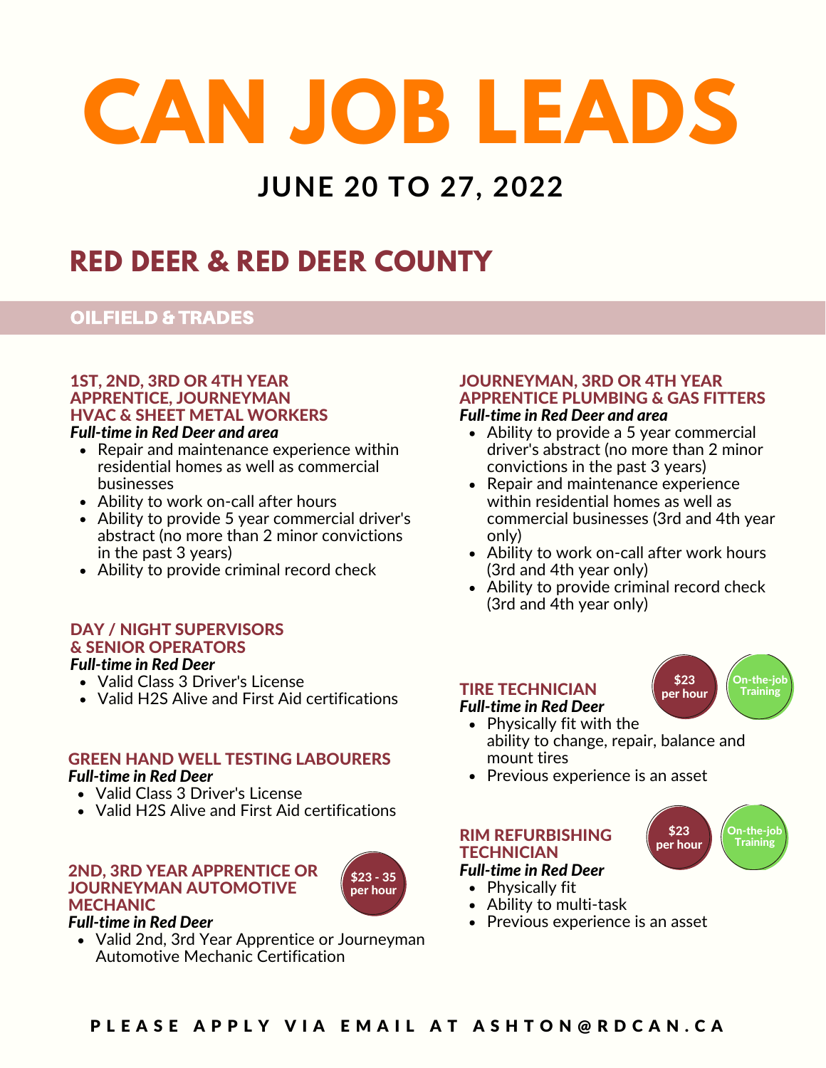# CAN JOB LEADS

## JUNE 20 TO 27, 2022

## RED DEER & RED DEER COUNTY

### OILFIELD & TRADES

#### 1ST, 2ND, 3RD OR 4TH YEAR APPRENTICE, JOURNEYMAN HVAC & SHEET METAL WORKERS

***Full-time in Red Deer and area***

- Repair and maintenance experience within residential homes as well as commercial businesses
- Ability to work on-call after hours
- Ability to provide 5 year commercial driver's abstract (no more than 2 minor convictions in the past 3 years)
- Ability to provide criminal record check

#### DAY / NIGHT SUPERVISORS & SENIOR OPERATORS

***Full-time in Red Deer***

- Valid Class 3 Driver's License
- Valid H2S Alive and First Aid certifications

#### GREEN HAND WELL TESTING LABOURERS

***Full-time in Red Deer***

- Valid Class 3 Driver's License
- Valid H2S Alive and First Aid certifications

#### 2ND, 3RD YEAR APPRENTICE OR JOURNEYMAN AUTOMOTIVE MECHANIC

$23 - 35 per hour

***Full-time in Red Deer***

- Valid 2nd, 3rd Year Apprentice or Journeyman Automotive Mechanic Certification

#### JOURNEYMAN, 3RD OR 4TH YEAR APPRENTICE PLUMBING & GAS FITTERS

***Full-time in Red Deer and area***

- Ability to provide a 5 year commercial driver's abstract (no more than 2 minor convictions in the past 3 years)
- Repair and maintenance experience within residential homes as well as commercial businesses (3rd and 4th year only)
- Ability to work on-call after work hours (3rd and 4th year only)
- Ability to provide criminal record check (3rd and 4th year only)

#### TIRE TECHNICIAN

$23 per hour | On-the-job Training

***Full-time in Red Deer***

- Physically fit with the ability to change, repair, balance and mount tires
- Previous experience is an asset

#### RIM REFURBISHING TECHNICIAN

$23 per hour | On-the-job Training

***Full-time in Red Deer***

- Physically fit
- Ability to multi-task
- Previous experience is an asset

**PLEASE APPLY VIA EMAIL AT ASHTON@RDCAN.CA**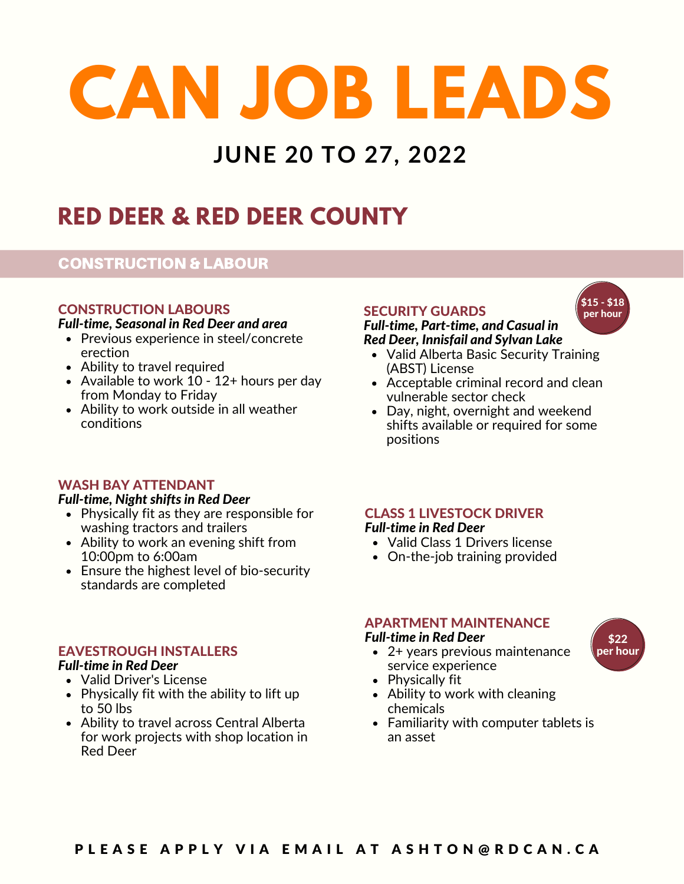# CAN JOB LEADS

## JUNE 20 TO 27, 2022

## RED DEER & RED DEER COUNTY

### CONSTRUCTION & LABOUR

#### CONSTRUCTION LABOURS

***Full-time, Seasonal in Red Deer and area***

- Previous experience in steel/concrete erection
- Ability to travel required
- Available to work 10 - 12+ hours per day from Monday to Friday
- Ability to work outside in all weather conditions

#### WASH BAY ATTENDANT

***Full-time, Night shifts in Red Deer***

- Physically fit as they are responsible for washing tractors and trailers
- Ability to work an evening shift from 10:00pm to 6:00am
- Ensure the highest level of bio-security standards are completed

#### EAVESTROUGH INSTALLERS

***Full-time in Red Deer***

- Valid Driver's License
- Physically fit with the ability to lift up to 50 lbs
- Ability to travel across Central Alberta for work projects with shop location in Red Deer

#### SECURITY GUARDS

**$15 - $18 per hour**

***Full-time, Part-time, and Casual in Red Deer, Innisfail and Sylvan Lake***

- Valid Alberta Basic Security Training (ABST) License
- Acceptable criminal record and clean vulnerable sector check
- Day, night, overnight and weekend shifts available or required for some positions

#### CLASS 1 LIVESTOCK DRIVER

***Full-time in Red Deer***

- Valid Class 1 Drivers license
- On-the-job training provided

#### APARTMENT MAINTENANCE

**$22 per hour**

***Full-time in Red Deer***

- 2+ years previous maintenance service experience
- Physically fit
- Ability to work with cleaning chemicals
- Familiarity with computer tablets is an asset

**PLEASE APPLY VIA EMAIL AT ASHTON@RDCAN.CA**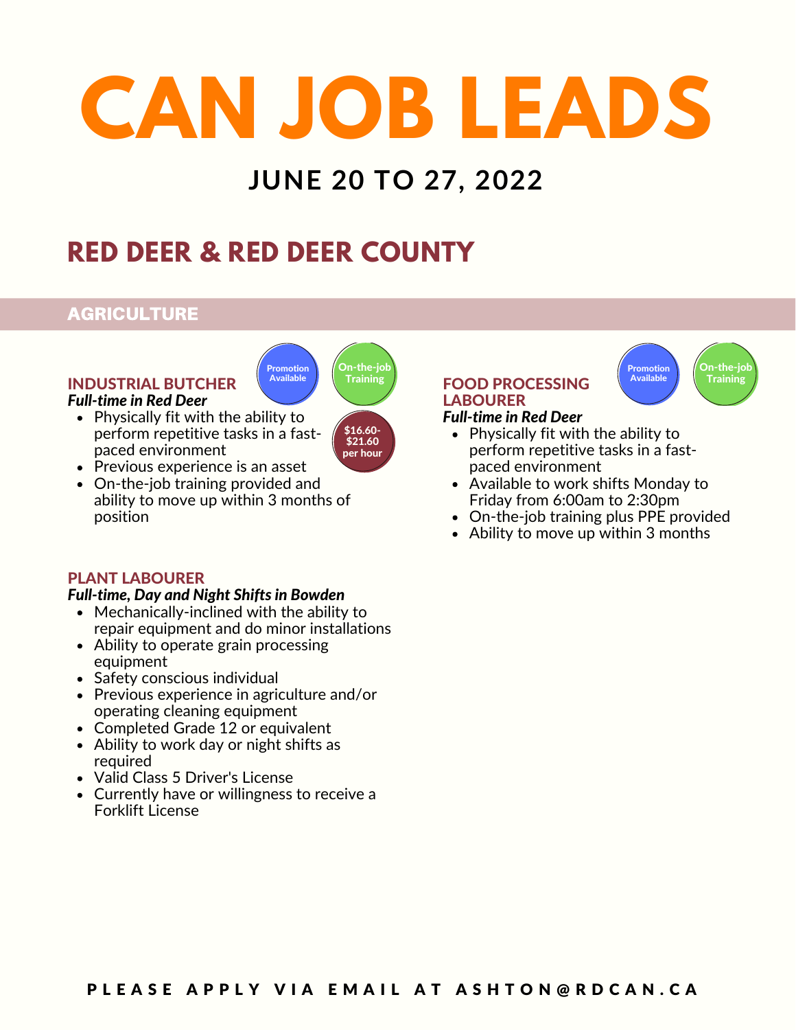# CAN JOB LEADS

## JUNE 20 TO 27, 2022

## RED DEER & RED DEER COUNTY

### AGRICULTURE

#### INDUSTRIAL BUTCHER

Promotion Available | On-the-job Training | $16.60-$21.60 per hour

***Full-time in Red Deer***

- Physically fit with the ability to perform repetitive tasks in a fast-paced environment
- Previous experience is an asset
- On-the-job training provided and ability to move up within 3 months of position

#### PLANT LABOURER

***Full-time, Day and Night Shifts in Bowden***

- Mechanically-inclined with the ability to repair equipment and do minor installations
- Ability to operate grain processing equipment
- Safety conscious individual
- Previous experience in agriculture and/or operating cleaning equipment
- Completed Grade 12 or equivalent
- Ability to work day or night shifts as required
- Valid Class 5 Driver's License
- Currently have or willingness to receive a Forklift License

#### FOOD PROCESSING LABOURER

Promotion Available | On-the-job Training

***Full-time in Red Deer***

- Physically fit with the ability to perform repetitive tasks in a fast-paced environment
- Available to work shifts Monday to Friday from 6:00am to 2:30pm
- On-the-job training plus PPE provided
- Ability to move up within 3 months

**PLEASE APPLY VIA EMAIL AT ASHTON@RDCAN.CA**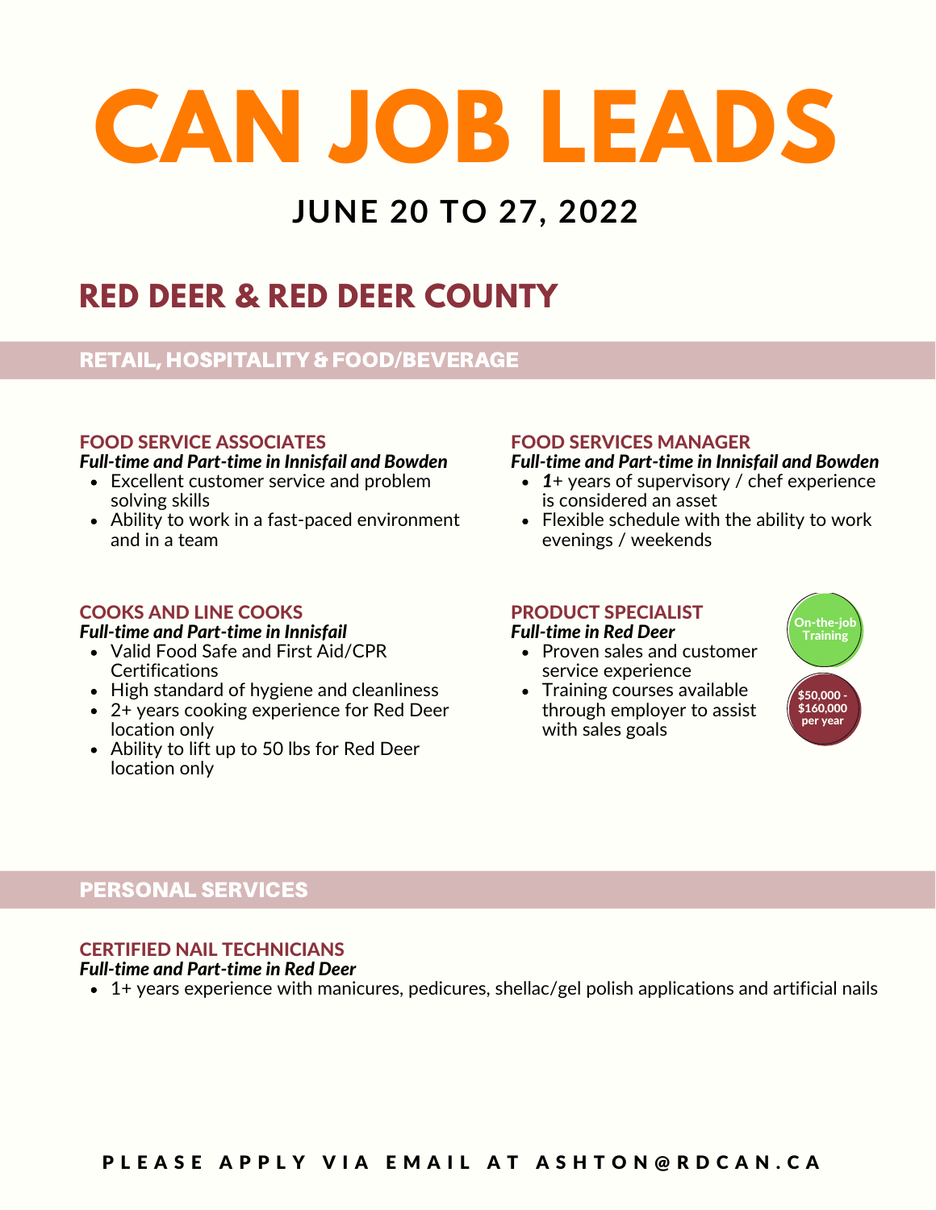# CAN JOB LEADS

## JUNE 20 TO 27, 2022

## RED DEER & RED DEER COUNTY

### RETAIL, HOSPITALITY & FOOD/BEVERAGE

#### FOOD SERVICE ASSOCIATES

***Full-time and Part-time in Innisfail and Bowden***

- Excellent customer service and problem solving skills
- Ability to work in a fast-paced environment and in a team

#### COOKS AND LINE COOKS

***Full-time and Part-time in Innisfail***

- Valid Food Safe and First Aid/CPR Certifications
- High standard of hygiene and cleanliness
- 2+ years cooking experience for Red Deer location only
- Ability to lift up to 50 lbs for Red Deer location only

#### FOOD SERVICES MANAGER

***Full-time and Part-time in Innisfail and Bowden***

- *1*+ years of supervisory / chef experience is considered an asset
- Flexible schedule with the ability to work evenings / weekends

#### PRODUCT SPECIALIST

***Full-time in Red Deer***

- Proven sales and customer service experience
- Training courses available through employer to assist with sales goals

On-the-job Training

$50,000 - $160,000 per year

### PERSONAL SERVICES

#### CERTIFIED NAIL TECHNICIANS

***Full-time and Part-time in Red Deer***

- 1+ years experience with manicures, pedicures, shellac/gel polish applications and artificial nails

PLEASE APPLY VIA EMAIL AT ASHTON@RDCAN.CA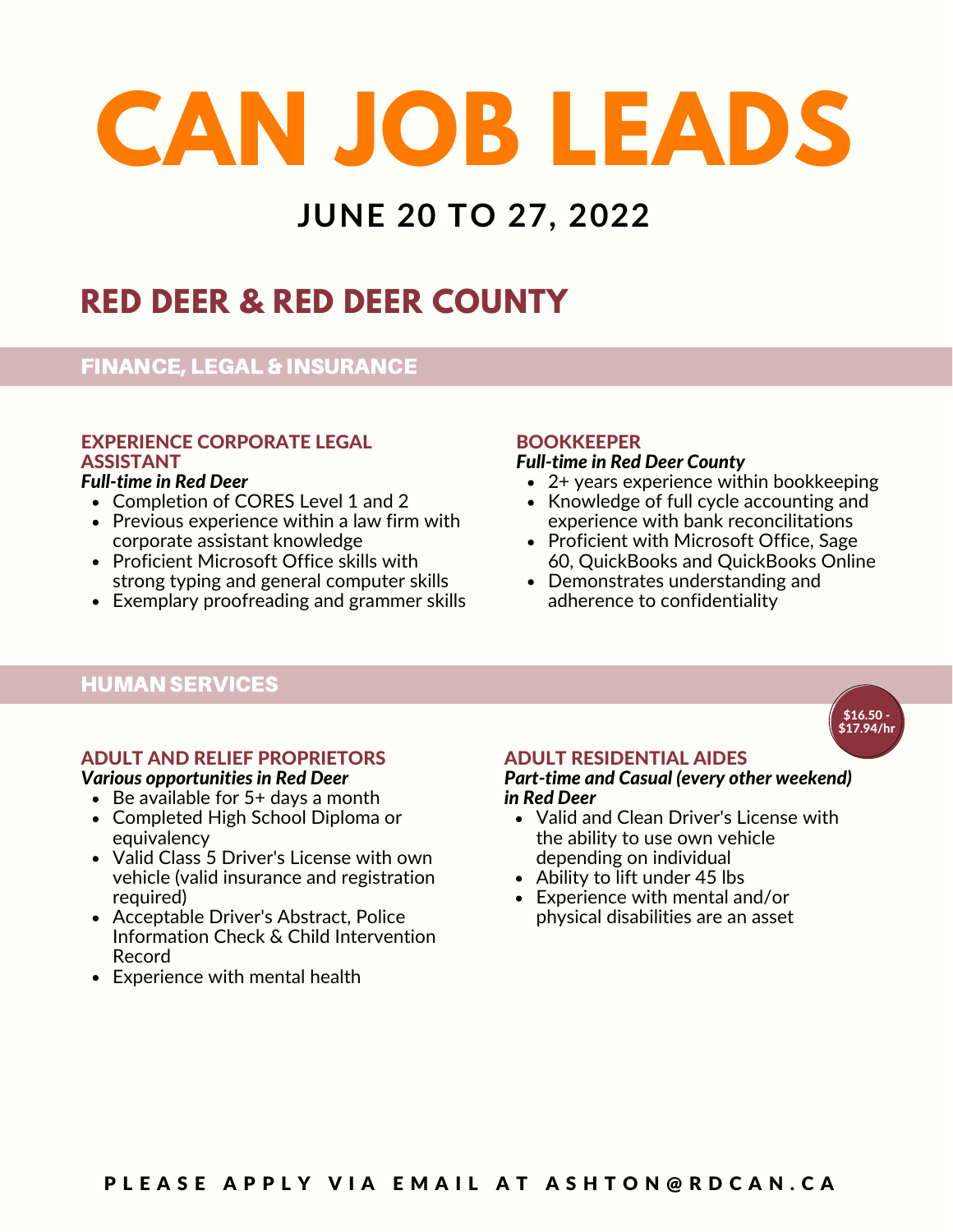# CAN JOB LEADS

## JUNE 20 TO 27, 2022

## RED DEER & RED DEER COUNTY

### FINANCE, LEGAL & INSURANCE

#### EXPERIENCE CORPORATE LEGAL ASSISTANT

***Full-time in Red Deer***

- Completion of CORES Level 1 and 2
- Previous experience within a law firm with corporate assistant knowledge
- Proficient Microsoft Office skills with strong typing and general computer skills
- Exemplary proofreading and grammer skills

#### BOOKKEEPER

***Full-time in Red Deer County***

- 2+ years experience within bookkeeping
- Knowledge of full cycle accounting and experience with bank reconcilitations
- Proficient with Microsoft Office, Sage 60, QuickBooks and QuickBooks Online
- Demonstrates understanding and adherence to confidentiality

### HUMAN SERVICES

#### ADULT AND RELIEF PROPRIETORS

***Various opportunities in Red Deer***

- Be available for 5+ days a month
- Completed High School Diploma or equivalency
- Valid Class 5 Driver's License with own vehicle (valid insurance and registration required)
- Acceptable Driver's Abstract, Police Information Check & Child Intervention Record
- Experience with mental health

#### ADULT RESIDENTIAL AIDES

**$16.50 - $17.94/hr**

***Part-time and Casual (every other weekend) in Red Deer***

- Valid and Clean Driver's License with the ability to use own vehicle depending on individual
- Ability to lift under 45 lbs
- Experience with mental and/or physical disabilities are an asset

PLEASE APPLY VIA EMAIL AT ASHTON@RDCAN.CA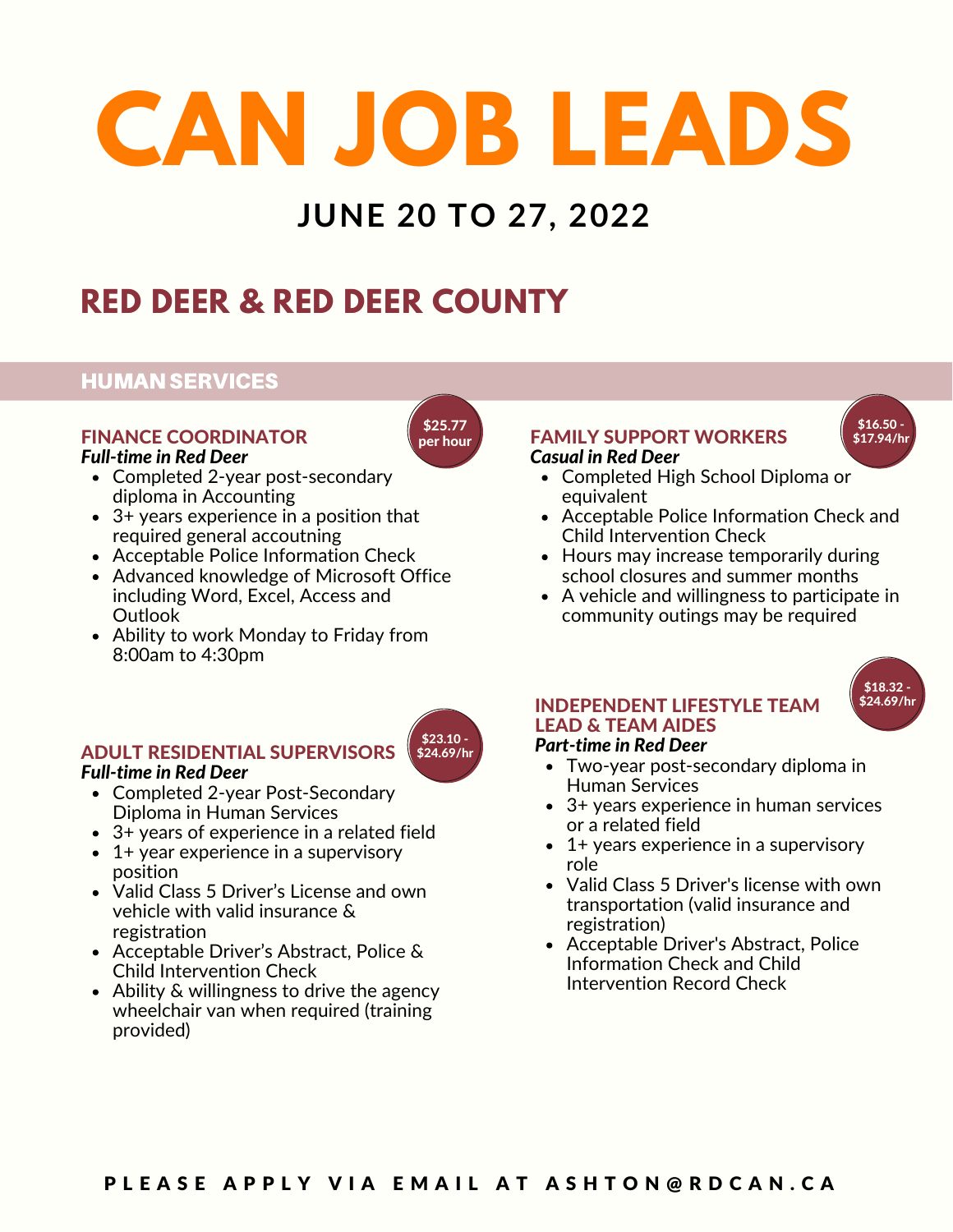# CAN JOB LEADS

## JUNE 20 TO 27, 2022

## RED DEER & RED DEER COUNTY

### HUMAN SERVICES

#### FINANCE COORDINATOR

$25.77 per hour

***Full-time in Red Deer***

- Completed 2-year post-secondary diploma in Accounting
- 3+ years experience in a position that required general accoutning
- Acceptable Police Information Check
- Advanced knowledge of Microsoft Office including Word, Excel, Access and Outlook
- Ability to work Monday to Friday from 8:00am to 4:30pm

#### ADULT RESIDENTIAL SUPERVISORS

$23.10 - $24.69/hr

***Full-time in Red Deer***

- Completed 2-year Post-Secondary Diploma in Human Services
- 3+ years of experience in a related field
- 1+ year experience in a supervisory position
- Valid Class 5 Driver's License and own vehicle with valid insurance & registration
- Acceptable Driver's Abstract, Police & Child Intervention Check
- Ability & willingness to drive the agency wheelchair van when required (training provided)

#### FAMILY SUPPORT WORKERS

$16.50 - $17.94/hr

***Casual in Red Deer***

- Completed High School Diploma or equivalent
- Acceptable Police Information Check and Child Intervention Check
- Hours may increase temporarily during school closures and summer months
- A vehicle and willingness to participate in community outings may be required

#### INDEPENDENT LIFESTYLE TEAM LEAD & TEAM AIDES

$18.32 - $24.69/hr

***Part-time in Red Deer***

- Two-year post-secondary diploma in Human Services
- 3+ years experience in human services or a related field
- 1+ years experience in a supervisory role
- Valid Class 5 Driver's license with own transportation (valid insurance and registration)
- Acceptable Driver's Abstract, Police Information Check and Child Intervention Record Check

**PLEASE APPLY VIA EMAIL AT ASHTON@RDCAN.CA**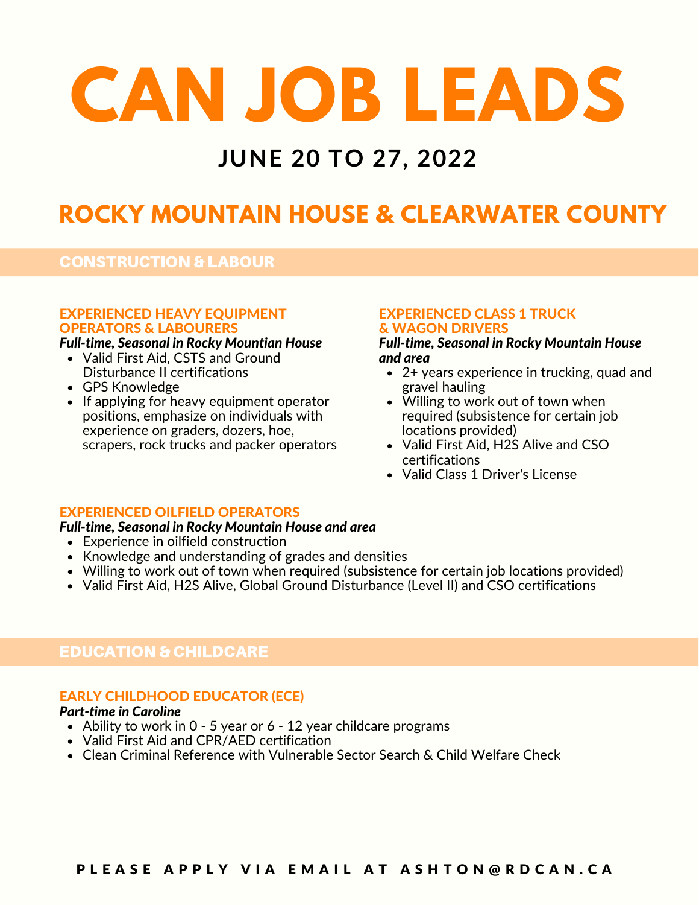# CAN JOB LEADS

## JUNE 20 TO 27, 2022

## ROCKY MOUNTAIN HOUSE & CLEARWATER COUNTY

## CONSTRUCTION & LABOUR

### EXPERIENCED HEAVY EQUIPMENT OPERATORS & LABOURERS

***Full-time, Seasonal in Rocky Mountian House***

- Valid First Aid, CSTS and Ground Disturbance II certifications
- GPS Knowledge
- If applying for heavy equipment operator positions, emphasize on individuals with experience on graders, dozers, hoe, scrapers, rock trucks and packer operators

### EXPERIENCED CLASS 1 TRUCK & WAGON DRIVERS

***Full-time, Seasonal in Rocky Mountain House and area***

- 2+ years experience in trucking, quad and gravel hauling
- Willing to work out of town when required (subsistence for certain job locations provided)
- Valid First Aid, H2S Alive and CSO certifications
- Valid Class 1 Driver's License

### EXPERIENCED OILFIELD OPERATORS

***Full-time, Seasonal in Rocky Mountain House and area***

- Experience in oilfield construction
- Knowledge and understanding of grades and densities
- Willing to work out of town when required (subsistence for certain job locations provided)
- Valid First Aid, H2S Alive, Global Ground Disturbance (Level II) and CSO certifications

## EDUCATION & CHILDCARE

### EARLY CHILDHOOD EDUCATOR (ECE)

***Part-time in Caroline***

- Ability to work in 0 - 5 year or 6 - 12 year childcare programs
- Valid First Aid and CPR/AED certification
- Clean Criminal Reference with Vulnerable Sector Search & Child Welfare Check

**PLEASE APPLY VIA EMAIL AT ASHTON@RDCAN.CA**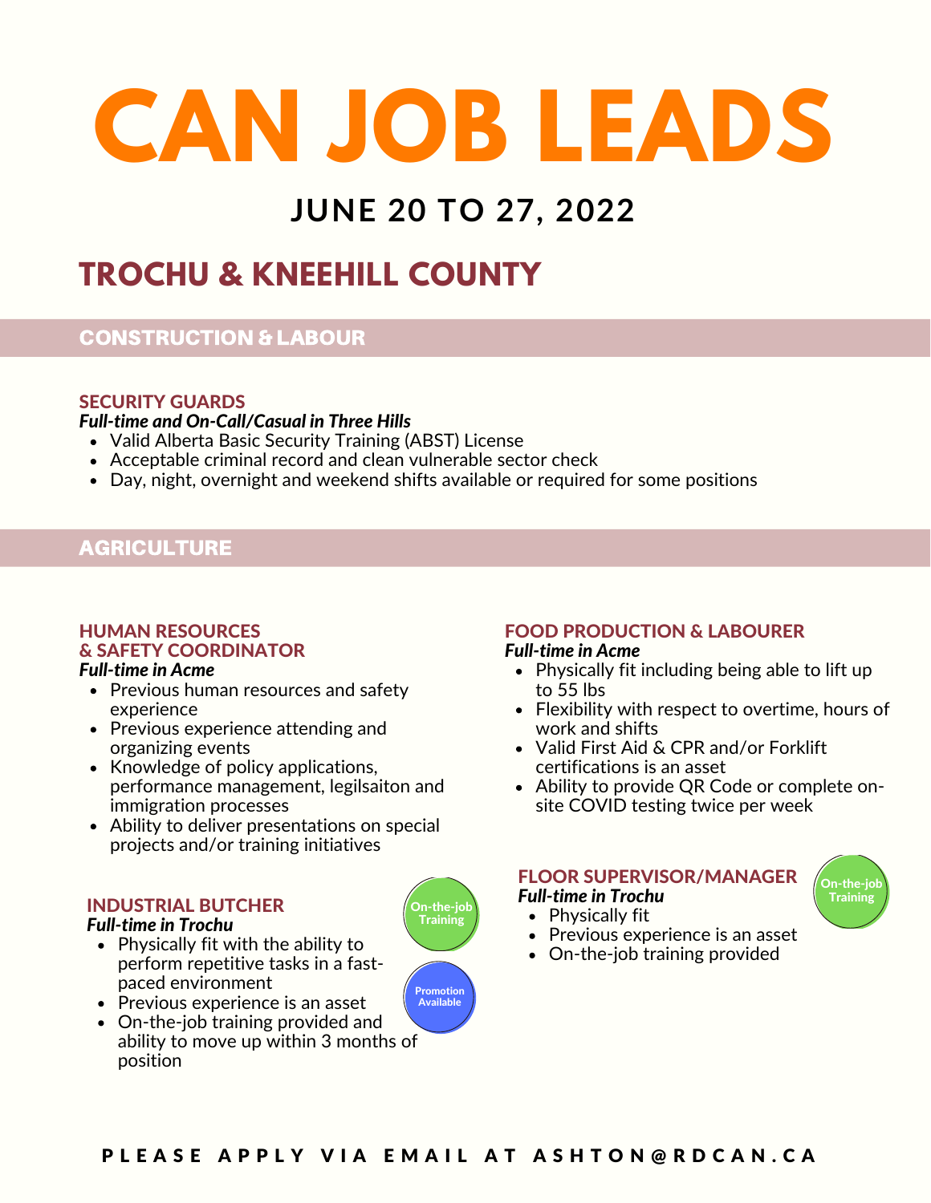# CAN JOB LEADS

## JUNE 20 TO 27, 2022

## TROCHU & KNEEHILL COUNTY

### CONSTRUCTION & LABOUR

#### SECURITY GUARDS

***Full-time and On-Call/Casual in Three Hills***

- Valid Alberta Basic Security Training (ABST) License
- Acceptable criminal record and clean vulnerable sector check
- Day, night, overnight and weekend shifts available or required for some positions

### AGRICULTURE

#### HUMAN RESOURCES & SAFETY COORDINATOR

***Full-time in Acme***

- Previous human resources and safety experience
- Previous experience attending and organizing events
- Knowledge of policy applications, performance management, legilsaiton and immigration processes
- Ability to deliver presentations on special projects and/or training initiatives

#### INDUSTRIAL BUTCHER

***Full-time in Trochu***

On-the-job Training

Promotion Available

- Physically fit with the ability to perform repetitive tasks in a fast-paced environment
- Previous experience is an asset
- On-the-job training provided and ability to move up within 3 months of position

#### FOOD PRODUCTION & LABOURER

***Full-time in Acme***

- Physically fit including being able to lift up to 55 lbs
- Flexibility with respect to overtime, hours of work and shifts
- Valid First Aid & CPR and/or Forklift certifications is an asset
- Ability to provide QR Code or complete on-site COVID testing twice per week

#### FLOOR SUPERVISOR/MANAGER

***Full-time in Trochu***

On-the-job Training

- Physically fit
- Previous experience is an asset
- On-the-job training provided

**PLEASE APPLY VIA EMAIL AT ASHTON@RDCAN.CA**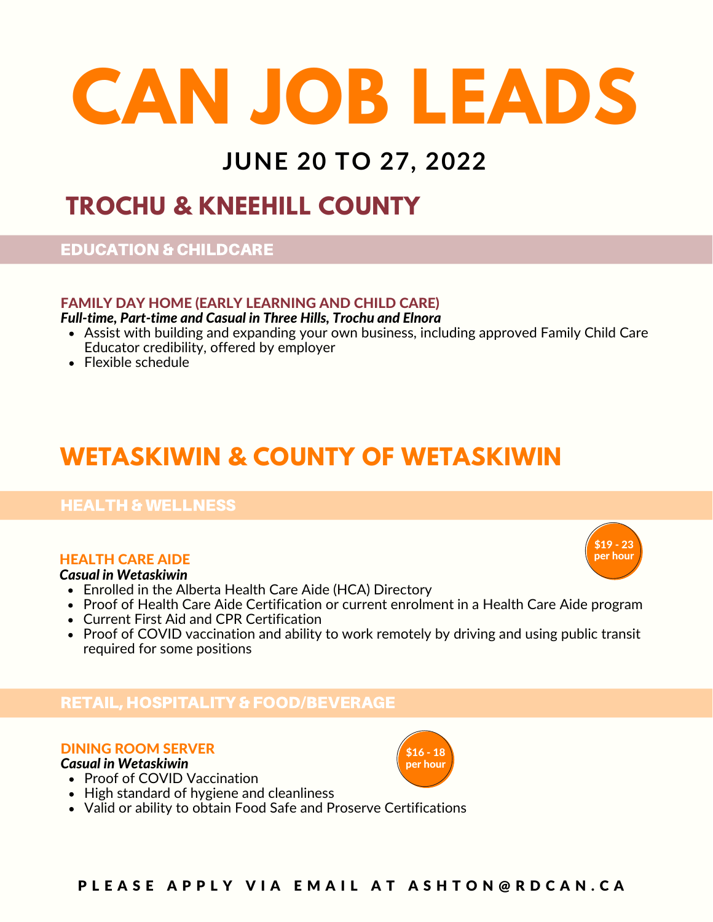# CAN JOB LEADS

## JUNE 20 TO 27, 2022

## TROCHU & KNEEHILL COUNTY

### EDUCATION & CHILDCARE

**FAMILY DAY HOME (EARLY LEARNING AND CHILD CARE)**

***Full-time, Part-time and Casual in Three Hills, Trochu and Elnora***

- Assist with building and expanding your own business, including approved Family Child Care Educator credibility, offered by employer
- Flexible schedule

## WETASKIWIN & COUNTY OF WETASKIWIN

### HEALTH & WELLNESS

**HEALTH CARE AIDE**

**$19 - 23 per hour**

***Casual in Wetaskiwin***

- Enrolled in the Alberta Health Care Aide (HCA) Directory
- Proof of Health Care Aide Certification or current enrolment in a Health Care Aide program
- Current First Aid and CPR Certification
- Proof of COVID vaccination and ability to work remotely by driving and using public transit required for some positions

### RETAIL, HOSPITALITY & FOOD/BEVERAGE

**DINING ROOM SERVER**

**$16 - 18 per hour**

***Casual in Wetaskiwin***

- Proof of COVID Vaccination
- High standard of hygiene and cleanliness
- Valid or ability to obtain Food Safe and Proserve Certifications

**PLEASE APPLY VIA EMAIL AT ASHTON@RDCAN.CA**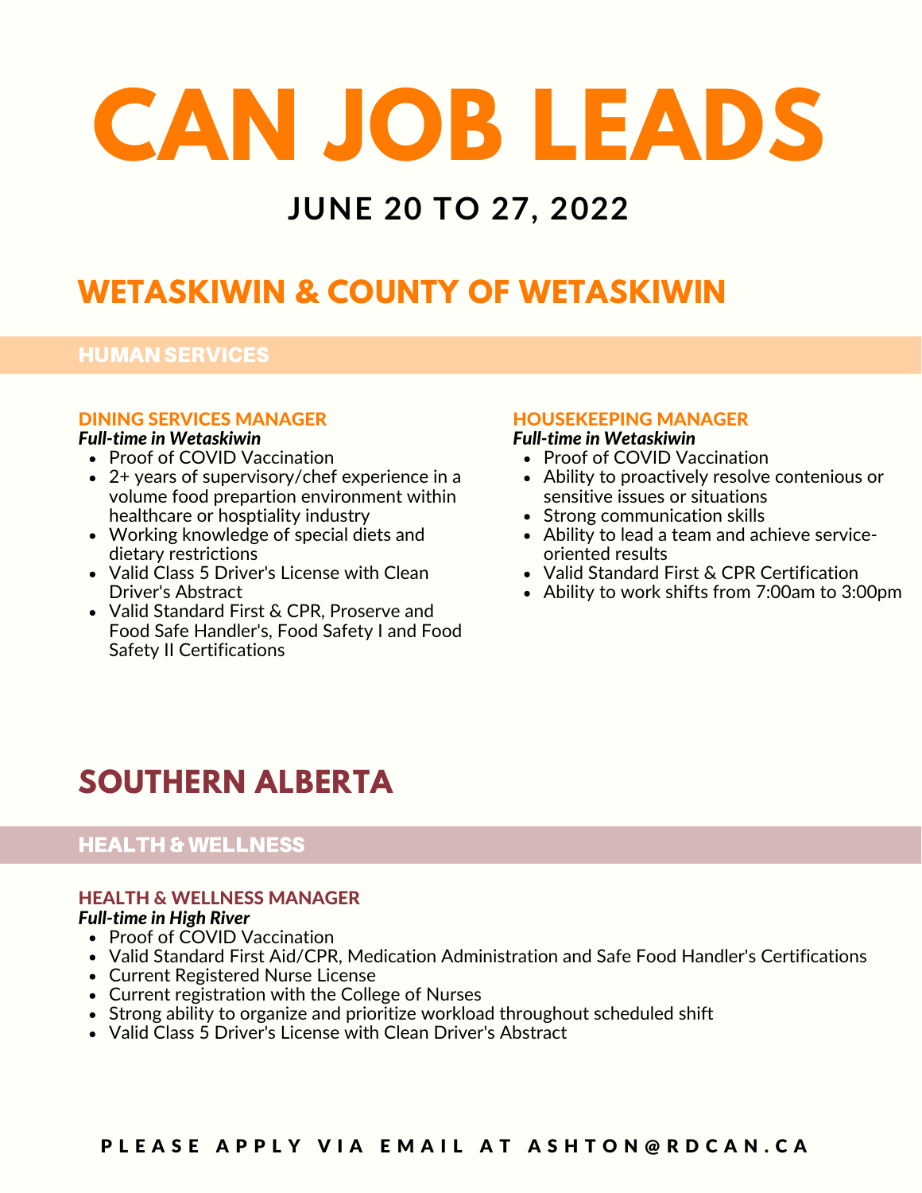# CAN JOB LEADS

## JUNE 20 TO 27, 2022

## WETASKIWIN & COUNTY OF WETASKIWIN

### HUMAN SERVICES

#### DINING SERVICES MANAGER

***Full-time in Wetaskiwin***

- Proof of COVID Vaccination
- 2+ years of supervisory/chef experience in a volume food prepartion environment within healthcare or hosptiality industry
- Working knowledge of special diets and dietary restrictions
- Valid Class 5 Driver's License with Clean Driver's Abstract
- Valid Standard First & CPR, Proserve and Food Safe Handler's, Food Safety I and Food Safety II Certifications

#### HOUSEKEEPING MANAGER

***Full-time in Wetaskiwin***

- Proof of COVID Vaccination
- Ability to proactively resolve contenious or sensitive issues or situations
- Strong communication skills
- Ability to lead a team and achieve service-oriented results
- Valid Standard First & CPR Certification
- Ability to work shifts from 7:00am to 3:00pm

## SOUTHERN ALBERTA

### HEALTH & WELLNESS

#### HEALTH & WELLNESS MANAGER

***Full-time in High River***

- Proof of COVID Vaccination
- Valid Standard First Aid/CPR, Medication Administration and Safe Food Handler's Certifications
- Current Registered Nurse License
- Current registration with the College of Nurses
- Strong ability to organize and prioritize workload throughout scheduled shift
- Valid Class 5 Driver's License with Clean Driver's Abstract

**PLEASE APPLY VIA EMAIL AT ASHTON@RDCAN.CA**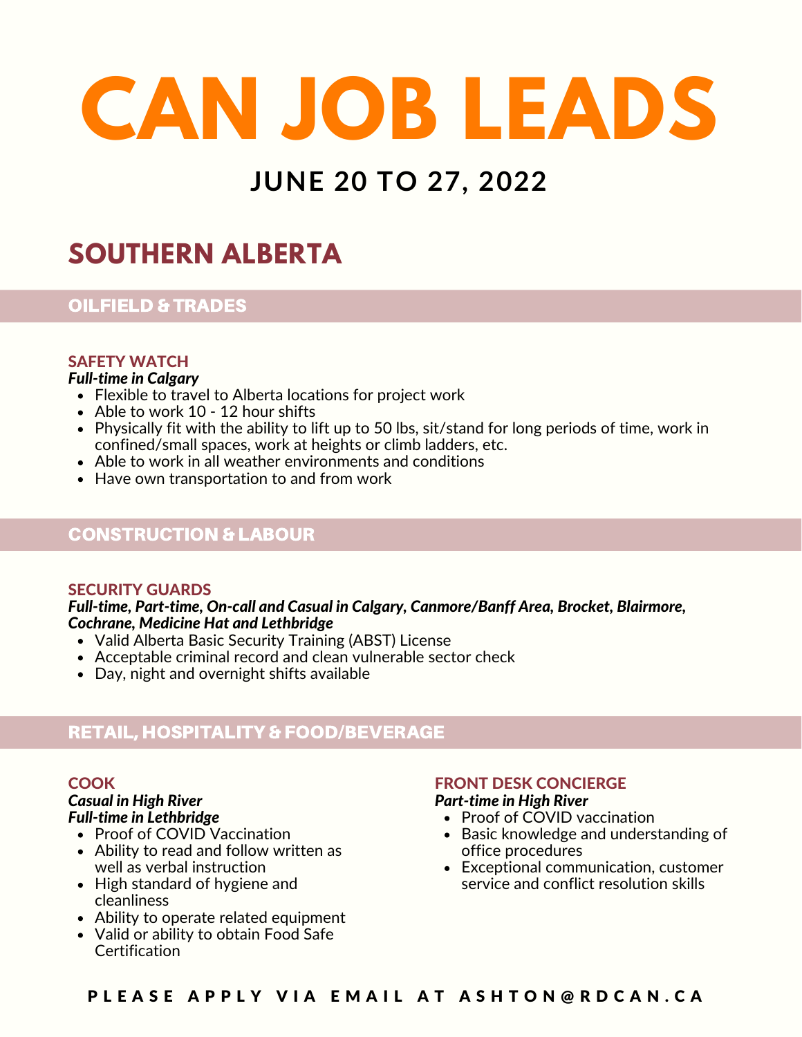# CAN JOB LEADS

## JUNE 20 TO 27, 2022

## SOUTHERN ALBERTA

### OILFIELD & TRADES

**SAFETY WATCH**

***Full-time in Calgary***

- Flexible to travel to Alberta locations for project work
- Able to work 10 - 12 hour shifts
- Physically fit with the ability to lift up to 50 lbs, sit/stand for long periods of time, work in confined/small spaces, work at heights or climb ladders, etc.
- Able to work in all weather environments and conditions
- Have own transportation to and from work

### CONSTRUCTION & LABOUR

**SECURITY GUARDS**

***Full-time, Part-time, On-call and Casual in Calgary, Canmore/Banff Area, Brocket, Blairmore, Cochrane, Medicine Hat and Lethbridge***

- Valid Alberta Basic Security Training (ABST) License
- Acceptable criminal record and clean vulnerable sector check
- Day, night and overnight shifts available

### RETAIL, HOSPITALITY & FOOD/BEVERAGE

**COOK**

***Casual in High River***

***Full-time in Lethbridge***

- Proof of COVID Vaccination
- Ability to read and follow written as well as verbal instruction
- High standard of hygiene and cleanliness
- Ability to operate related equipment
- Valid or ability to obtain Food Safe Certification

**FRONT DESK CONCIERGE**

***Part-time in High River***

- Proof of COVID vaccination
- Basic knowledge and understanding of office procedures
- Exceptional communication, customer service and conflict resolution skills

**PLEASE APPLY VIA EMAIL AT ASHTON@RDCAN.CA**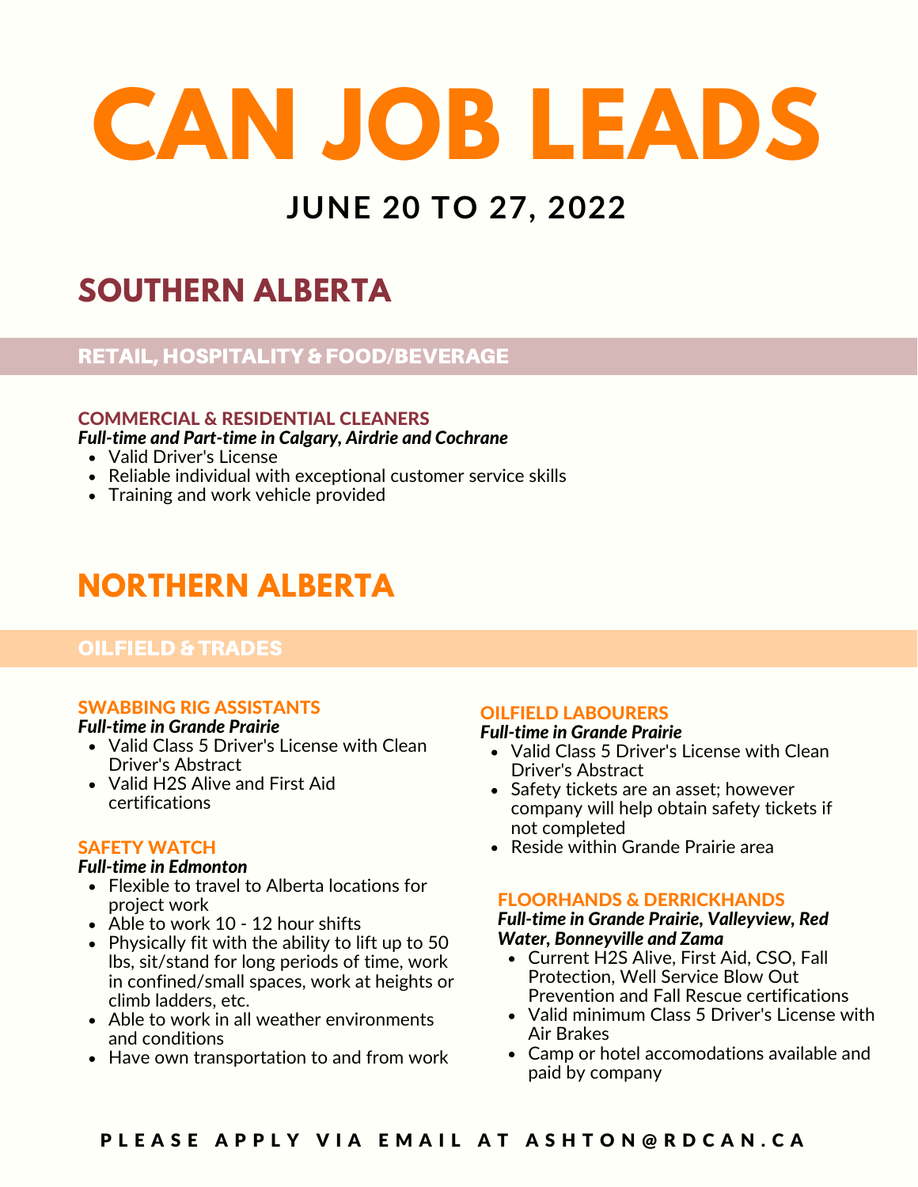# CAN JOB LEADS

## JUNE 20 TO 27, 2022

## SOUTHERN ALBERTA

### RETAIL, HOSPITALITY & FOOD/BEVERAGE

#### COMMERCIAL & RESIDENTIAL CLEANERS

***Full-time and Part-time in Calgary, Airdrie and Cochrane***

- Valid Driver's License
- Reliable individual with exceptional customer service skills
- Training and work vehicle provided

## NORTHERN ALBERTA

### OILFIELD & TRADES

#### SWABBING RIG ASSISTANTS

***Full-time in Grande Prairie***

- Valid Class 5 Driver's License with Clean Driver's Abstract
- Valid H2S Alive and First Aid certifications

#### SAFETY WATCH

***Full-time in Edmonton***

- Flexible to travel to Alberta locations for project work
- Able to work 10 - 12 hour shifts
- Physically fit with the ability to lift up to 50 lbs, sit/stand for long periods of time, work in confined/small spaces, work at heights or climb ladders, etc.
- Able to work in all weather environments and conditions
- Have own transportation to and from work

#### OILFIELD LABOURERS

***Full-time in Grande Prairie***

- Valid Class 5 Driver's License with Clean Driver's Abstract
- Safety tickets are an asset; however company will help obtain safety tickets if not completed
- Reside within Grande Prairie area

#### FLOORHANDS & DERRICKHANDS

***Full-time in Grande Prairie, Valleyview, Red Water, Bonneyville and Zama***

- Current H2S Alive, First Aid, CSO, Fall Protection, Well Service Blow Out Prevention and Fall Rescue certifications
- Valid minimum Class 5 Driver's License with Air Brakes
- Camp or hotel accomodations available and paid by company

**PLEASE APPLY VIA EMAIL AT ASHTON@RDCAN.CA**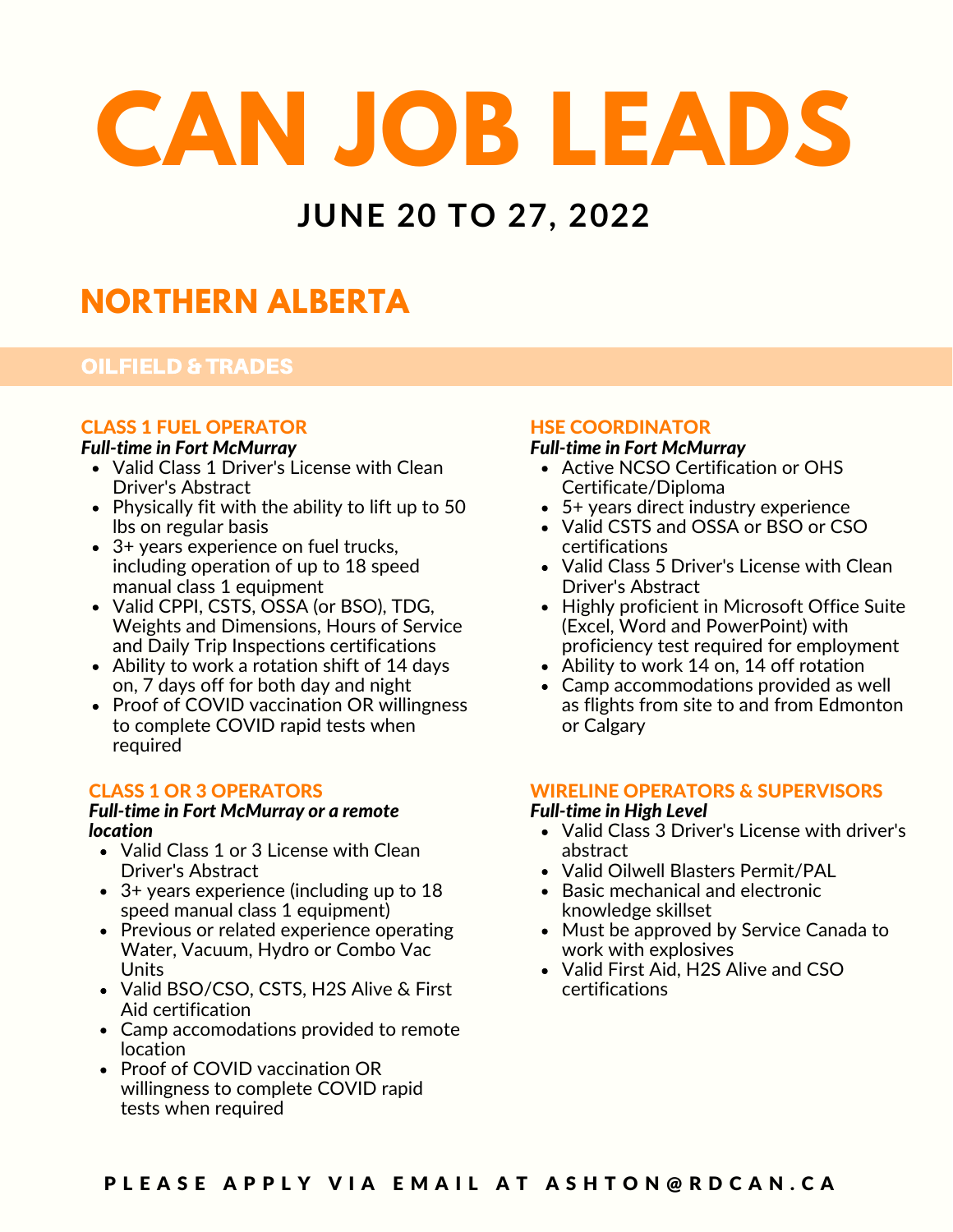# CAN JOB LEADS

## JUNE 20 TO 27, 2022

## NORTHERN ALBERTA

### OILFIELD & TRADES

#### CLASS 1 FUEL OPERATOR

***Full-time in Fort McMurray***

- Valid Class 1 Driver's License with Clean Driver's Abstract
- Physically fit with the ability to lift up to 50 lbs on regular basis
- 3+ years experience on fuel trucks, including operation of up to 18 speed manual class 1 equipment
- Valid CPPI, CSTS, OSSA (or BSO), TDG, Weights and Dimensions, Hours of Service and Daily Trip Inspections certifications
- Ability to work a rotation shift of 14 days on, 7 days off for both day and night
- Proof of COVID vaccination OR willingness to complete COVID rapid tests when required

#### CLASS 1 OR 3 OPERATORS

***Full-time in Fort McMurray or a remote location***

- Valid Class 1 or 3 License with Clean Driver's Abstract
- 3+ years experience (including up to 18 speed manual class 1 equipment)
- Previous or related experience operating Water, Vacuum, Hydro or Combo Vac Units
- Valid BSO/CSO, CSTS, H2S Alive & First Aid certification
- Camp accomodations provided to remote location
- Proof of COVID vaccination OR willingness to complete COVID rapid tests when required

#### HSE COORDINATOR

***Full-time in Fort McMurray***

- Active NCSO Certification or OHS Certificate/Diploma
- 5+ years direct industry experience
- Valid CSTS and OSSA or BSO or CSO certifications
- Valid Class 5 Driver's License with Clean Driver's Abstract
- Highly proficient in Microsoft Office Suite (Excel, Word and PowerPoint) with proficiency test required for employment
- Ability to work 14 on, 14 off rotation
- Camp accommodations provided as well as flights from site to and from Edmonton or Calgary

#### WIRELINE OPERATORS & SUPERVISORS

***Full-time in High Level***

- Valid Class 3 Driver's License with driver's abstract
- Valid Oilwell Blasters Permit/PAL
- Basic mechanical and electronic knowledge skillset
- Must be approved by Service Canada to work with explosives
- Valid First Aid, H2S Alive and CSO certifications

**PLEASE APPLY VIA EMAIL AT ASHTON@RDCAN.CA**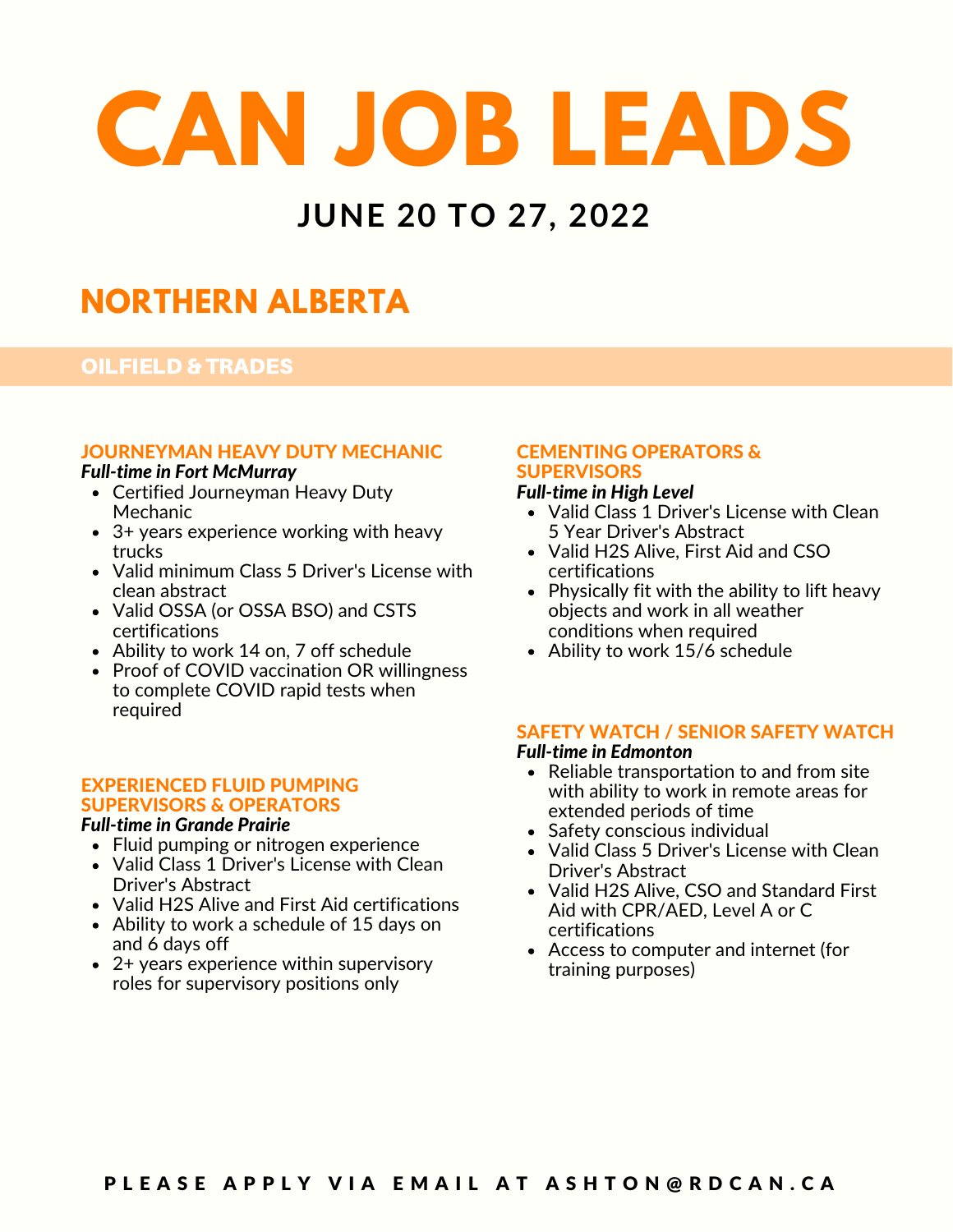# CAN JOB LEADS

## JUNE 20 TO 27, 2022

## NORTHERN ALBERTA

### OILFIELD & TRADES

#### JOURNEYMAN HEAVY DUTY MECHANIC

***Full-time in Fort McMurray***

- Certified Journeyman Heavy Duty Mechanic
- 3+ years experience working with heavy trucks
- Valid minimum Class 5 Driver's License with clean abstract
- Valid OSSA (or OSSA BSO) and CSTS certifications
- Ability to work 14 on, 7 off schedule
- Proof of COVID vaccination OR willingness to complete COVID rapid tests when required

#### EXPERIENCED FLUID PUMPING SUPERVISORS & OPERATORS

***Full-time in Grande Prairie***

- Fluid pumping or nitrogen experience
- Valid Class 1 Driver's License with Clean Driver's Abstract
- Valid H2S Alive and First Aid certifications
- Ability to work a schedule of 15 days on and 6 days off
- 2+ years experience within supervisory roles for supervisory positions only

#### CEMENTING OPERATORS & SUPERVISORS

***Full-time in High Level***

- Valid Class 1 Driver's License with Clean 5 Year Driver's Abstract
- Valid H2S Alive, First Aid and CSO certifications
- Physically fit with the ability to lift heavy objects and work in all weather conditions when required
- Ability to work 15/6 schedule

#### SAFETY WATCH / SENIOR SAFETY WATCH

***Full-time in Edmonton***

- Reliable transportation to and from site with ability to work in remote areas for extended periods of time
- Safety conscious individual
- Valid Class 5 Driver's License with Clean Driver's Abstract
- Valid H2S Alive, CSO and Standard First Aid with CPR/AED, Level A or C certifications
- Access to computer and internet (for training purposes)

**PLEASE APPLY VIA EMAIL AT ASHTON@RDCAN.CA**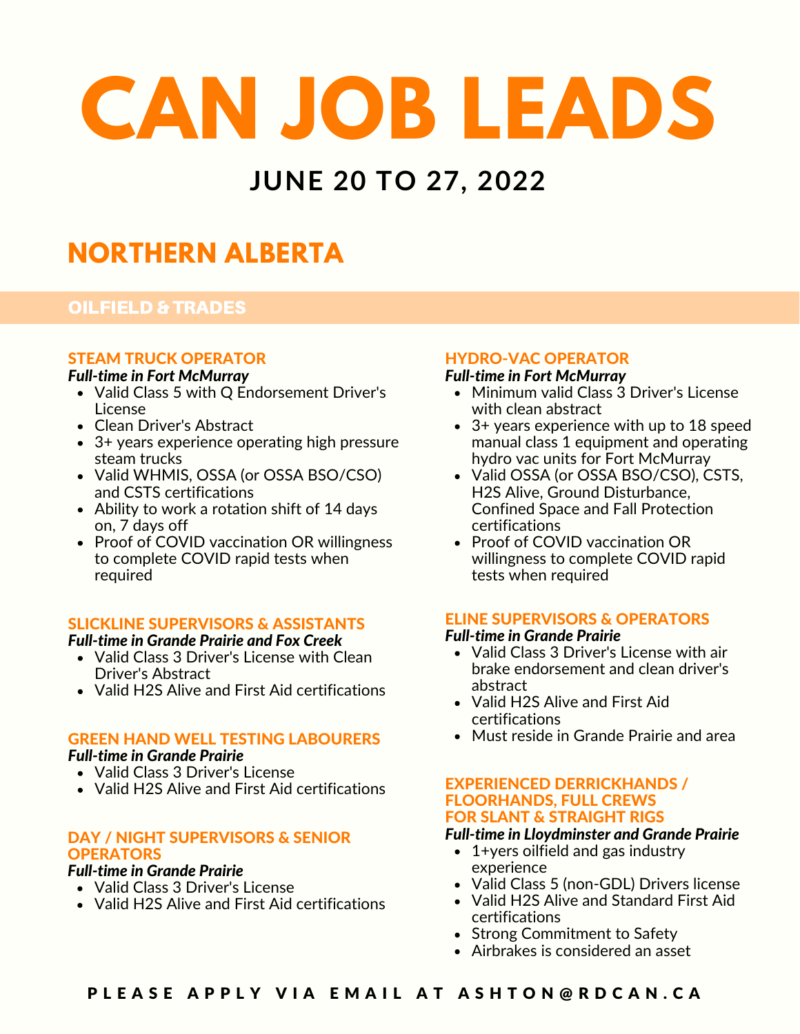# CAN JOB LEADS

## JUNE 20 TO 27, 2022

## NORTHERN ALBERTA

### OILFIELD & TRADES

#### STEAM TRUCK OPERATOR

***Full-time in Fort McMurray***

- Valid Class 5 with Q Endorsement Driver's License
- Clean Driver's Abstract
- 3+ years experience operating high pressure steam trucks
- Valid WHMIS, OSSA (or OSSA BSO/CSO) and CSTS certifications
- Ability to work a rotation shift of 14 days on, 7 days off
- Proof of COVID vaccination OR willingness to complete COVID rapid tests when required

#### SLICKLINE SUPERVISORS & ASSISTANTS

***Full-time in Grande Prairie and Fox Creek***

- Valid Class 3 Driver's License with Clean Driver's Abstract
- Valid H2S Alive and First Aid certifications

#### GREEN HAND WELL TESTING LABOURERS

***Full-time in Grande Prairie***

- Valid Class 3 Driver's License
- Valid H2S Alive and First Aid certifications

#### DAY / NIGHT SUPERVISORS & SENIOR OPERATORS

***Full-time in Grande Prairie***

- Valid Class 3 Driver's License
- Valid H2S Alive and First Aid certifications

#### HYDRO-VAC OPERATOR

***Full-time in Fort McMurray***

- Minimum valid Class 3 Driver's License with clean abstract
- 3+ years experience with up to 18 speed manual class 1 equipment and operating hydro vac units for Fort McMurray
- Valid OSSA (or OSSA BSO/CSO), CSTS, H2S Alive, Ground Disturbance, Confined Space and Fall Protection certifications
- Proof of COVID vaccination OR willingness to complete COVID rapid tests when required

#### ELINE SUPERVISORS & OPERATORS

***Full-time in Grande Prairie***

- Valid Class 3 Driver's License with air brake endorsement and clean driver's abstract
- Valid H2S Alive and First Aid certifications
- Must reside in Grande Prairie and area

#### EXPERIENCED DERRICKHANDS / FLOORHANDS, FULL CREWS FOR SLANT & STRAIGHT RIGS

***Full-time in Lloydminster and Grande Prairie***

- 1+years oilfield and gas industry experience
- Valid Class 5 (non-GDL) Drivers license
- Valid H2S Alive and Standard First Aid certifications
- Strong Commitment to Safety
- Airbrakes is considered an asset

**PLEASE APPLY VIA EMAIL AT ASHTON@RDCAN.CA**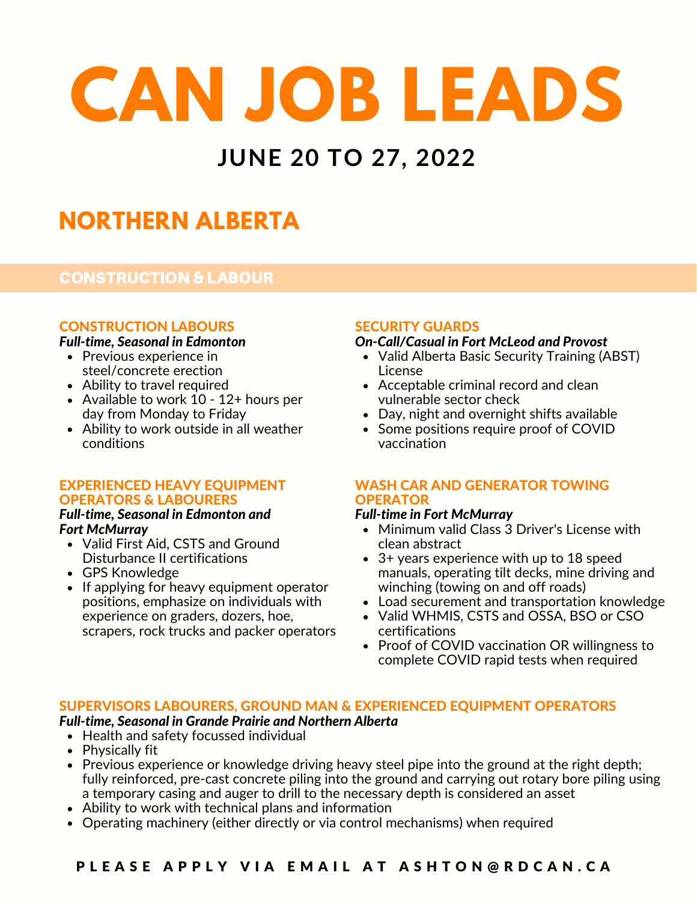# CAN JOB LEADS

## JUNE 20 TO 27, 2022

## NORTHERN ALBERTA

### CONSTRUCTION & LABOUR

#### CONSTRUCTION LABOURS

***Full-time, Seasonal in Edmonton***

- Previous experience in steel/concrete erection
- Ability to travel required
- Available to work 10 - 12+ hours per day from Monday to Friday
- Ability to work outside in all weather conditions

#### EXPERIENCED HEAVY EQUIPMENT OPERATORS & LABOURERS

***Full-time, Seasonal in Edmonton and Fort McMurray***

- Valid First Aid, CSTS and Ground Disturbance II certifications
- GPS Knowledge
- If applying for heavy equipment operator positions, emphasize on individuals with experience on graders, dozers, hoe, scrapers, rock trucks and packer operators

#### SECURITY GUARDS

***On-Call/Casual in Fort McLeod and Provost***

- Valid Alberta Basic Security Training (ABST) License
- Acceptable criminal record and clean vulnerable sector check
- Day, night and overnight shifts available
- Some positions require proof of COVID vaccination

#### WASH CAR AND GENERATOR TOWING OPERATOR

***Full-time in Fort McMurray***

- Minimum valid Class 3 Driver's License with clean abstract
- 3+ years experience with up to 18 speed manuals, operating tilt decks, mine driving and winching (towing on and off roads)
- Load securement and transportation knowledge
- Valid WHMIS, CSTS and OSSA, BSO or CSO certifications
- Proof of COVID vaccination OR willingness to complete COVID rapid tests when required

#### SUPERVISORS LABOURERS, GROUND MAN & EXPERIENCED EQUIPMENT OPERATORS

***Full-time, Seasonal in Grande Prairie and Northern Alberta***

- Health and safety focussed individual
- Physically fit
- Previous experience or knowledge driving heavy steel pipe into the ground at the right depth; fully reinforced, pre-cast concrete piling into the ground and carrying out rotary bore piling using a temporary casing and auger to drill to the necessary depth is considered an asset
- Ability to work with technical plans and information
- Operating machinery (either directly or via control mechanisms) when required

**PLEASE APPLY VIA EMAIL AT ASHTON@RDCAN.CA**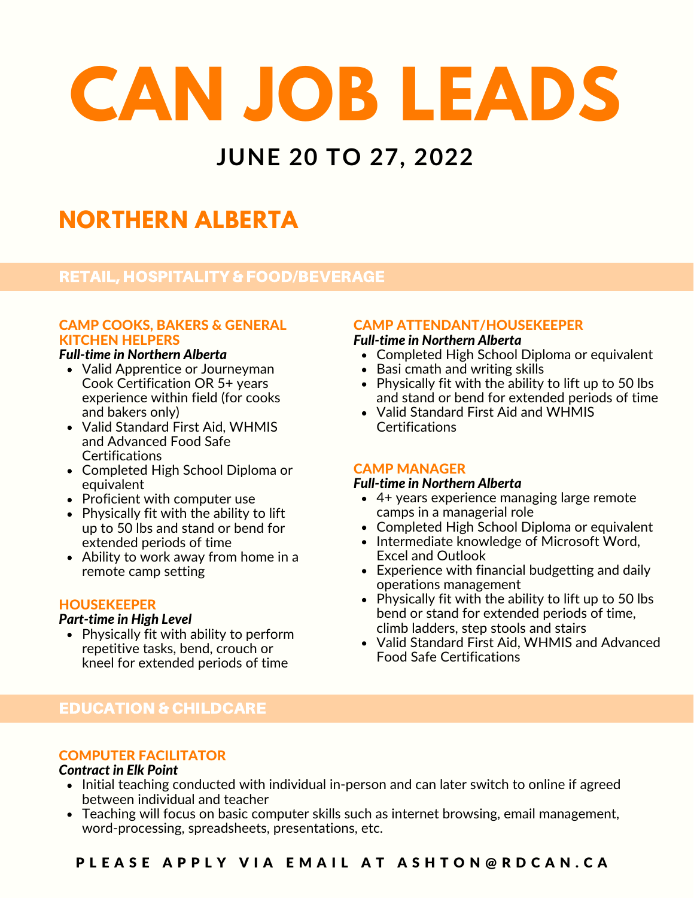# CAN JOB LEADS

## JUNE 20 TO 27, 2022

## NORTHERN ALBERTA

### RETAIL, HOSPITALITY & FOOD/BEVERAGE

#### CAMP COOKS, BAKERS & GENERAL KITCHEN HELPERS

***Full-time in Northern Alberta***

- Valid Apprentice or Journeyman Cook Certification OR 5+ years experience within field (for cooks and bakers only)
- Valid Standard First Aid, WHMIS and Advanced Food Safe Certifications
- Completed High School Diploma or equivalent
- Proficient with computer use
- Physically fit with the ability to lift up to 50 lbs and stand or bend for extended periods of time
- Ability to work away from home in a remote camp setting

#### HOUSEKEEPER

***Part-time in High Level***

- Physically fit with ability to perform repetitive tasks, bend, crouch or kneel for extended periods of time

#### CAMP ATTENDANT/HOUSEKEEPER

***Full-time in Northern Alberta***

- Completed High School Diploma or equivalent
- Basi cmath and writing skills
- Physically fit with the ability to lift up to 50 lbs and stand or bend for extended periods of time
- Valid Standard First Aid and WHMIS Certifications

#### CAMP MANAGER

***Full-time in Northern Alberta***

- 4+ years experience managing large remote camps in a managerial role
- Completed High School Diploma or equivalent
- Intermediate knowledge of Microsoft Word, Excel and Outlook
- Experience with financial budgetting and daily operations management
- Physically fit with the ability to lift up to 50 lbs bend or stand for extended periods of time, climb ladders, step stools and stairs
- Valid Standard First Aid, WHMIS and Advanced Food Safe Certifications

### EDUCATION & CHILDCARE

#### COMPUTER FACILITATOR

***Contract in Elk Point***

- Initial teaching conducted with individual in-person and can later switch to online if agreed between individual and teacher
- Teaching will focus on basic computer skills such as internet browsing, email management, word-processing, spreadsheets, presentations, etc.

**PLEASE APPLY VIA EMAIL AT ASHTON@RDCAN.CA**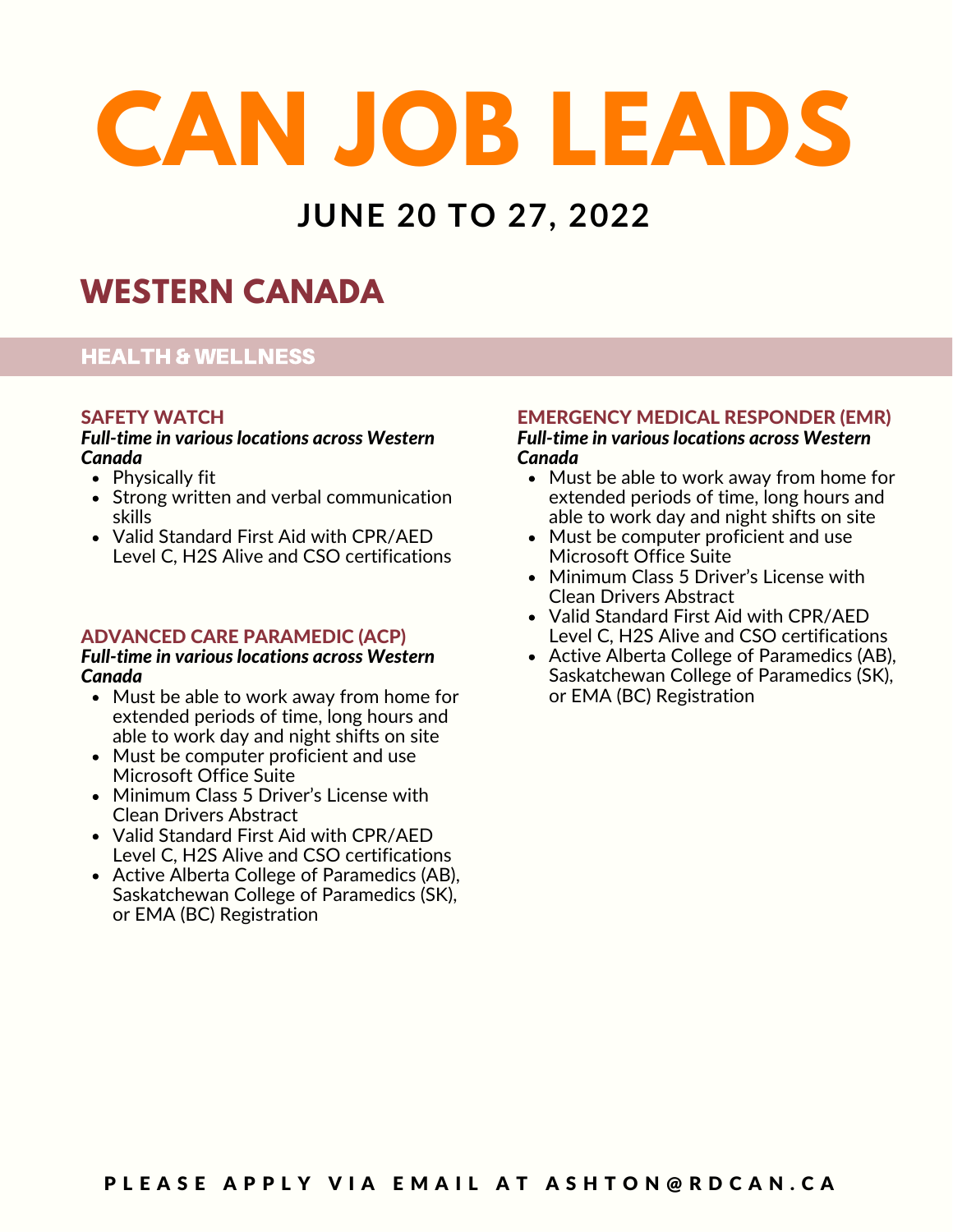# CAN JOB LEADS

## JUNE 20 TO 27, 2022

## WESTERN CANADA

### HEALTH & WELLNESS

#### SAFETY WATCH

***Full-time in various locations across Western Canada***

- Physically fit
- Strong written and verbal communication skills
- Valid Standard First Aid with CPR/AED Level C, H2S Alive and CSO certifications

#### ADVANCED CARE PARAMEDIC (ACP)

***Full-time in various locations across Western Canada***

- Must be able to work away from home for extended periods of time, long hours and able to work day and night shifts on site
- Must be computer proficient and use Microsoft Office Suite
- Minimum Class 5 Driver's License with Clean Drivers Abstract
- Valid Standard First Aid with CPR/AED Level C, H2S Alive and CSO certifications
- Active Alberta College of Paramedics (AB), Saskatchewan College of Paramedics (SK), or EMA (BC) Registration

#### EMERGENCY MEDICAL RESPONDER (EMR)

***Full-time in various locations across Western Canada***

- Must be able to work away from home for extended periods of time, long hours and able to work day and night shifts on site
- Must be computer proficient and use Microsoft Office Suite
- Minimum Class 5 Driver's License with Clean Drivers Abstract
- Valid Standard First Aid with CPR/AED Level C, H2S Alive and CSO certifications
- Active Alberta College of Paramedics (AB), Saskatchewan College of Paramedics (SK), or EMA (BC) Registration

**PLEASE APPLY VIA EMAIL AT ASHTON@RDCAN.CA**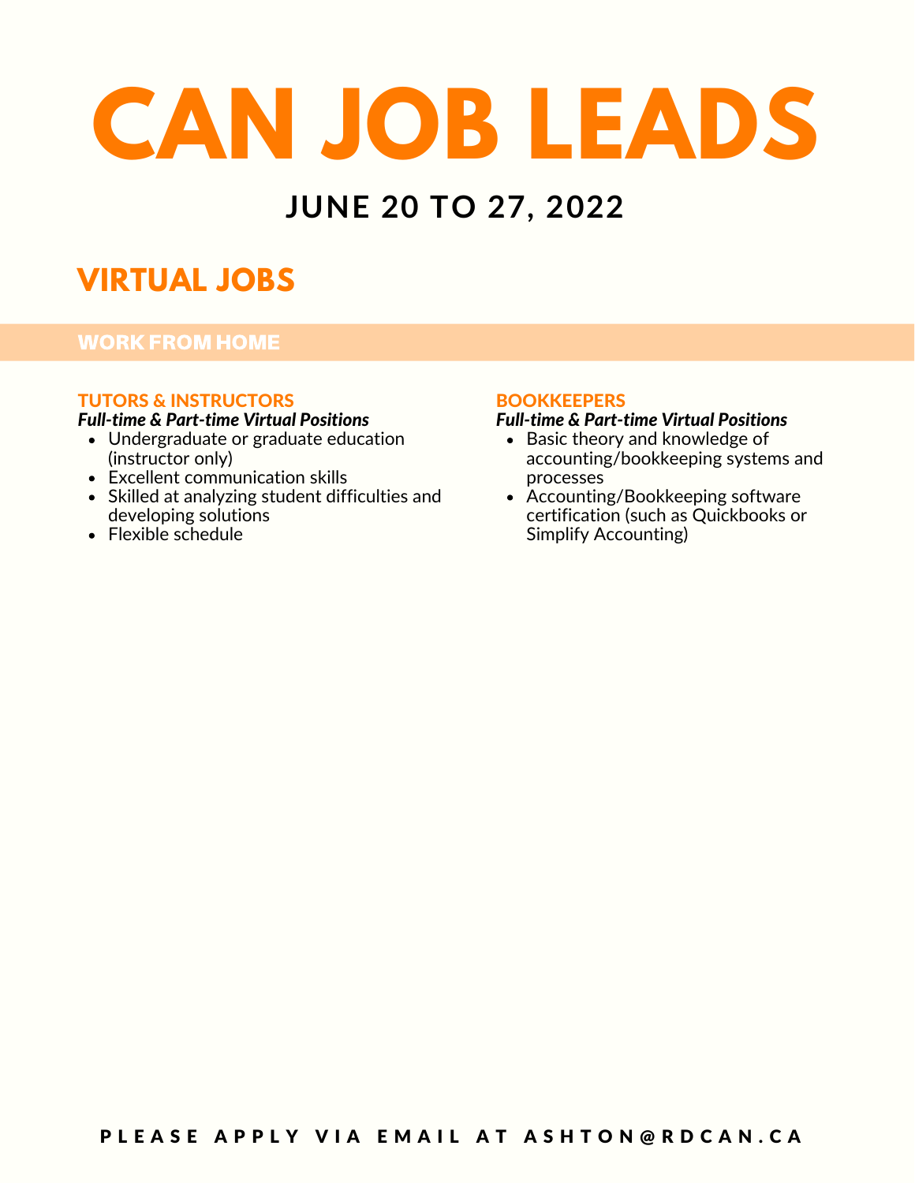# CAN JOB LEADS

## JUNE 20 TO 27, 2022

## VIRTUAL JOBS

### WORK FROM HOME

**TUTORS & INSTRUCTORS**

***Full-time & Part-time Virtual Positions***

- Undergraduate or graduate education (instructor only)
- Excellent communication skills
- Skilled at analyzing student difficulties and developing solutions
- Flexible schedule

**BOOKKEEPERS**

***Full-time & Part-time Virtual Positions***

- Basic theory and knowledge of accounting/bookkeeping systems and processes
- Accounting/Bookkeeping software certification (such as Quickbooks or Simplify Accounting)

**PLEASE APPLY VIA EMAIL AT ASHTON@RDCAN.CA**